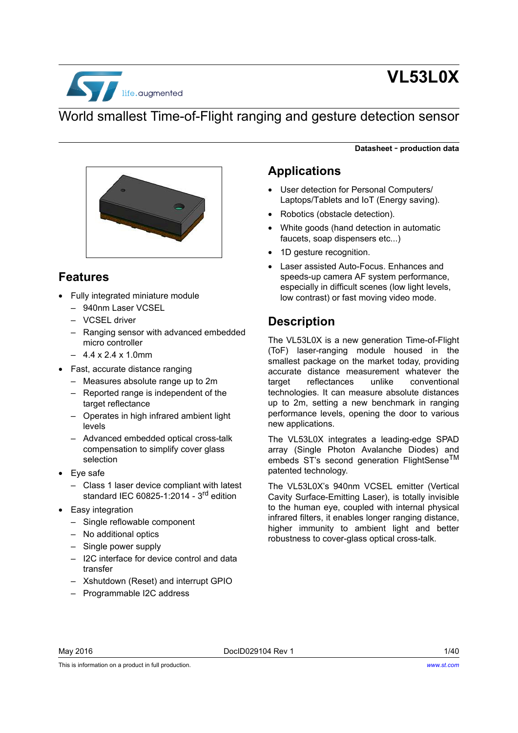# VL53L0X

## World smallest Time-of-Flight ranging and gesture detection sensor

**Datasheet - production data**

## Features

- Fully integrated miniature module
  - 940nm Laser VCSEL
  - VCSEL driver
  - Ranging sensor with advanced embedded micro controller
  - 4.4 x 2.4 x 1.0mm
- Fast, accurate distance ranging
  - Measures absolute range up to 2m
  - Reported range is independent of the target reflectance
  - Operates in high infrared ambient light levels
  - Advanced embedded optical cross-talk compensation to simplify cover glass selection
- Eye safe
  - Class 1 laser device compliant with latest standard IEC 60825-1:2014 - 3rd edition
- Easy integration
  - Single reflowable component
  - No additional optics
  - Single power supply
  - I2C interface for device control and data transfer
  - Xshutdown (Reset) and interrupt GPIO
  - Programmable I2C address

## Applications

- User detection for Personal Computers/ Laptops/Tablets and IoT (Energy saving).
- Robotics (obstacle detection).
- White goods (hand detection in automatic faucets, soap dispensers etc...)
- 1D gesture recognition.
- Laser assisted Auto-Focus. Enhances and speeds-up camera AF system performance, especially in difficult scenes (low light levels, low contrast) or fast moving video mode.

## Description

The VL53L0X is a new generation Time-of-Flight (ToF) laser-ranging module housed in the smallest package on the market today, providing accurate distance measurement whatever the target reflectances unlike conventional technologies. It can measure absolute distances up to 2m, setting a new benchmark in ranging performance levels, opening the door to various new applications.

The VL53L0X integrates a leading-edge SPAD array (Single Photon Avalanche Diodes) and embeds ST's second generation FlightSense™ patented technology.

The VL53L0X's 940nm VCSEL emitter (Vertical Cavity Surface-Emitting Laser), is totally invisible to the human eye, coupled with internal physical infrared filters, it enables longer ranging distance, higher immunity to ambient light and better robustness to cover-glass optical cross-talk.

May 2016 DocID029104 Rev 1

This is information on a product in full production.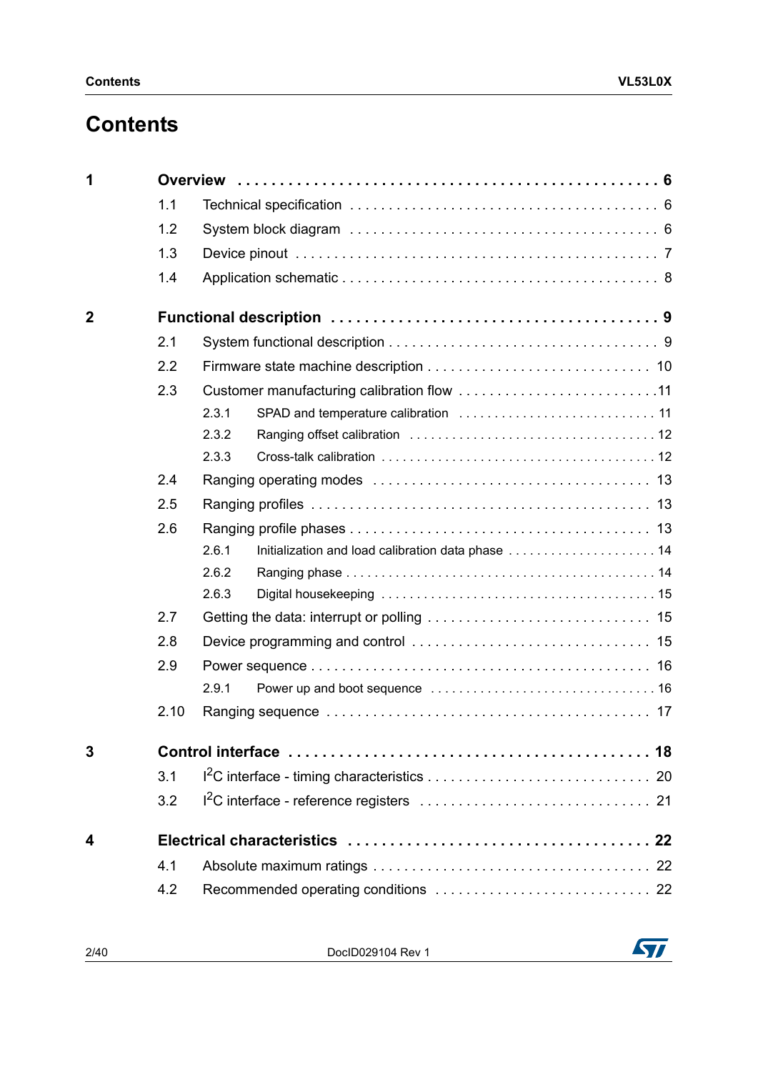# Contents

**1 Overview** . . . . . . . . . . . . . . . . . . . . . . . . . . . . . . . . . . . . . . . . . . . . . . . . **6**

- 1.1 Technical specification . . . . . . . . . . . . . . . . . . . . . . . . . . . . . . . . . . . . . . 6
- 1.2 System block diagram . . . . . . . . . . . . . . . . . . . . . . . . . . . . . . . . . . . . . . 6
- 1.3 Device pinout . . . . . . . . . . . . . . . . . . . . . . . . . . . . . . . . . . . . . . . . . . . . 7
- 1.4 Application schematic . . . . . . . . . . . . . . . . . . . . . . . . . . . . . . . . . . . . . . 8

**2 Functional description** . . . . . . . . . . . . . . . . . . . . . . . . . . . . . . . . . . . . . . **9**

- 2.1 System functional description . . . . . . . . . . . . . . . . . . . . . . . . . . . . . . . . . 9
- 2.2 Firmware state machine description . . . . . . . . . . . . . . . . . . . . . . . . . . . 10
- 2.3 Customer manufacturing calibration flow . . . . . . . . . . . . . . . . . . . . . . . . 11
  - 2.3.1 SPAD and temperature calibration . . . . . . . . . . . . . . . . . . . . . . . . . . 11
  - 2.3.2 Ranging offset calibration . . . . . . . . . . . . . . . . . . . . . . . . . . . . . . . . . 12
  - 2.3.3 Cross-talk calibration . . . . . . . . . . . . . . . . . . . . . . . . . . . . . . . . . . . . 12
- 2.4 Ranging operating modes . . . . . . . . . . . . . . . . . . . . . . . . . . . . . . . . . . . 13
- 2.5 Ranging profiles . . . . . . . . . . . . . . . . . . . . . . . . . . . . . . . . . . . . . . . . . . 13
- 2.6 Ranging profile phases . . . . . . . . . . . . . . . . . . . . . . . . . . . . . . . . . . . . . 13
  - 2.6.1 Initialization and load calibration data phase . . . . . . . . . . . . . . . . . . . . 14
  - 2.6.2 Ranging phase . . . . . . . . . . . . . . . . . . . . . . . . . . . . . . . . . . . . . . . . . 14
  - 2.6.3 Digital housekeeping . . . . . . . . . . . . . . . . . . . . . . . . . . . . . . . . . . . . 15
- 2.7 Getting the data: interrupt or polling . . . . . . . . . . . . . . . . . . . . . . . . . . . 15
- 2.8 Device programming and control . . . . . . . . . . . . . . . . . . . . . . . . . . . . . 15
- 2.9 Power sequence . . . . . . . . . . . . . . . . . . . . . . . . . . . . . . . . . . . . . . . . . . 16
  - 2.9.1 Power up and boot sequence . . . . . . . . . . . . . . . . . . . . . . . . . . . . . . . 16
- 2.10 Ranging sequence . . . . . . . . . . . . . . . . . . . . . . . . . . . . . . . . . . . . . . . . 17

**3 Control interface** . . . . . . . . . . . . . . . . . . . . . . . . . . . . . . . . . . . . . . . . . . **18**

- 3.1 I²C interface - timing characteristics . . . . . . . . . . . . . . . . . . . . . . . . . . . 20
- 3.2 I²C interface - reference registers . . . . . . . . . . . . . . . . . . . . . . . . . . . . . 21

**4 Electrical characteristics** . . . . . . . . . . . . . . . . . . . . . . . . . . . . . . . . . . . **22**

- 4.1 Absolute maximum ratings . . . . . . . . . . . . . . . . . . . . . . . . . . . . . . . . . . . 22
- 4.2 Recommended operating conditions . . . . . . . . . . . . . . . . . . . . . . . . . . . 22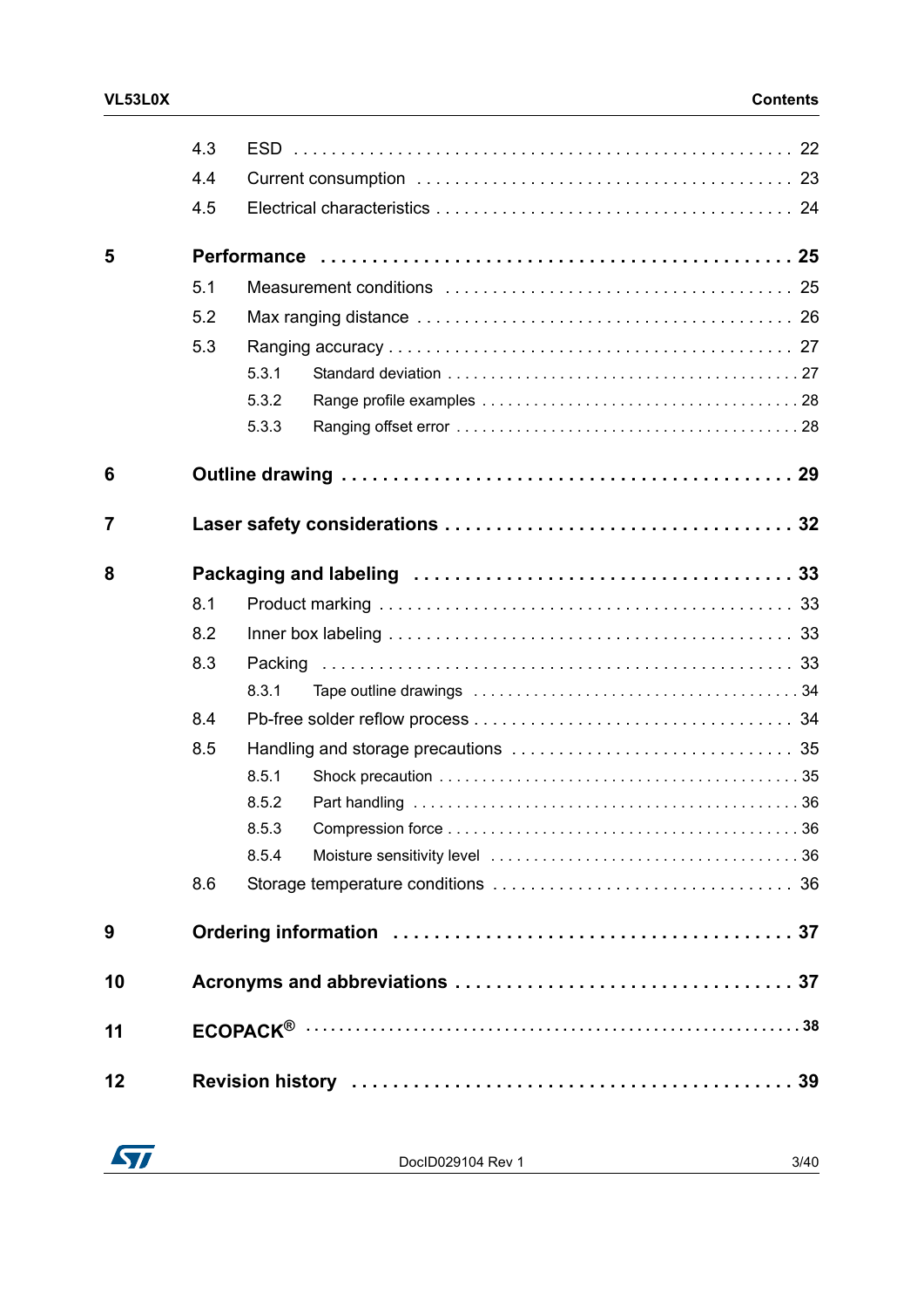| | | | |
|---|---|---|---|
| | 4.3 | ESD | 22 |
| | 4.4 | Current consumption | 23 |
| | 4.5 | Electrical characteristics | 24 |
| **5** | **Performance** | | **25** |
| | 5.1 | Measurement conditions | 25 |
| | 5.2 | Max ranging distance | 26 |
| | 5.3 | Ranging accuracy | 27 |
| | | 5.3.1 Standard deviation | 27 |
| | | 5.3.2 Range profile examples | 28 |
| | | 5.3.3 Ranging offset error | 28 |
| **6** | **Outline drawing** | | **29** |
| **7** | **Laser safety considerations** | | **32** |
| **8** | **Packaging and labeling** | | **33** |
| | 8.1 | Product marking | 33 |
| | 8.2 | Inner box labeling | 33 |
| | 8.3 | Packing | 33 |
| | | 8.3.1 Tape outline drawings | 34 |
| | 8.4 | Pb-free solder reflow process | 34 |
| | 8.5 | Handling and storage precautions | 35 |
| | | 8.5.1 Shock precaution | 35 |
| | | 8.5.2 Part handling | 36 |
| | | 8.5.3 Compression force | 36 |
| | | 8.5.4 Moisture sensitivity level | 36 |
| | 8.6 | Storage temperature conditions | 36 |
| **9** | **Ordering information** | | **37** |
| **10** | **Acronyms and abbreviations** | | **37** |
| **11** | **ECOPACK®** | | **38** |
| **12** | **Revision history** | | **39** |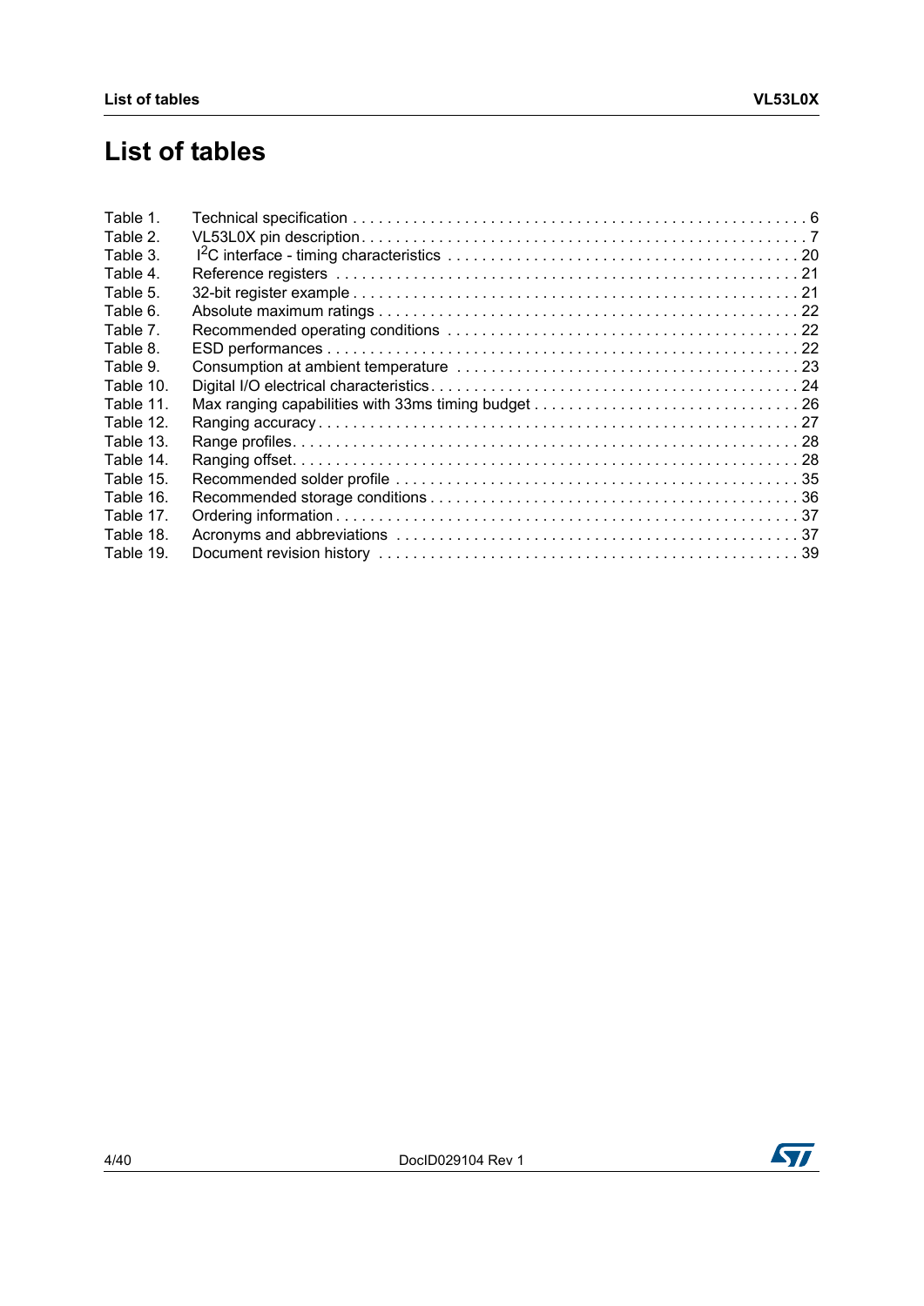# List of tables

- Table 1. Technical specification . . . . . . . . . . . . . . . . . . . . . . . . . . . . . . . . . . . . . . . . . . . . . . . . . . . . 6
- Table 2. VL53L0X pin description . . . . . . . . . . . . . . . . . . . . . . . . . . . . . . . . . . . . . . . . . . . . . . . . . . . 7
- Table 3. $I^2C$ interface - timing characteristics . . . . . . . . . . . . . . . . . . . . . . . . . . . . . . . . . . . . . . . 20
- Table 4. Reference registers . . . . . . . . . . . . . . . . . . . . . . . . . . . . . . . . . . . . . . . . . . . . . . . . . . . . . 21
- Table 5. 32-bit register example . . . . . . . . . . . . . . . . . . . . . . . . . . . . . . . . . . . . . . . . . . . . . . . . . . . 21
- Table 6. Absolute maximum ratings . . . . . . . . . . . . . . . . . . . . . . . . . . . . . . . . . . . . . . . . . . . . . . . . . 22
- Table 7. Recommended operating conditions . . . . . . . . . . . . . . . . . . . . . . . . . . . . . . . . . . . . . . . . . 22
- Table 8. ESD performances . . . . . . . . . . . . . . . . . . . . . . . . . . . . . . . . . . . . . . . . . . . . . . . . . . . . . . 22
- Table 9. Consumption at ambient temperature . . . . . . . . . . . . . . . . . . . . . . . . . . . . . . . . . . . . . . . 23
- Table 10. Digital I/O electrical characteristics . . . . . . . . . . . . . . . . . . . . . . . . . . . . . . . . . . . . . . . . . 24
- Table 11. Max ranging capabilities with 33ms timing budget . . . . . . . . . . . . . . . . . . . . . . . . . . . . . 26
- Table 12. Ranging accuracy . . . . . . . . . . . . . . . . . . . . . . . . . . . . . . . . . . . . . . . . . . . . . . . . . . . . . . 27
- Table 13. Range profiles . . . . . . . . . . . . . . . . . . . . . . . . . . . . . . . . . . . . . . . . . . . . . . . . . . . . . . . . . 28
- Table 14. Ranging offset . . . . . . . . . . . . . . . . . . . . . . . . . . . . . . . . . . . . . . . . . . . . . . . . . . . . . . . . . 28
- Table 15. Recommended solder profile . . . . . . . . . . . . . . . . . . . . . . . . . . . . . . . . . . . . . . . . . . . . . . 35
- Table 16. Recommended storage conditions . . . . . . . . . . . . . . . . . . . . . . . . . . . . . . . . . . . . . . . . . . 36
- Table 17. Ordering information . . . . . . . . . . . . . . . . . . . . . . . . . . . . . . . . . . . . . . . . . . . . . . . . . . . . 37
- Table 18. Acronyms and abbreviations . . . . . . . . . . . . . . . . . . . . . . . . . . . . . . . . . . . . . . . . . . . . . . 37
- Table 19. Document revision history . . . . . . . . . . . . . . . . . . . . . . . . . . . . . . . . . . . . . . . . . . . . . . . 39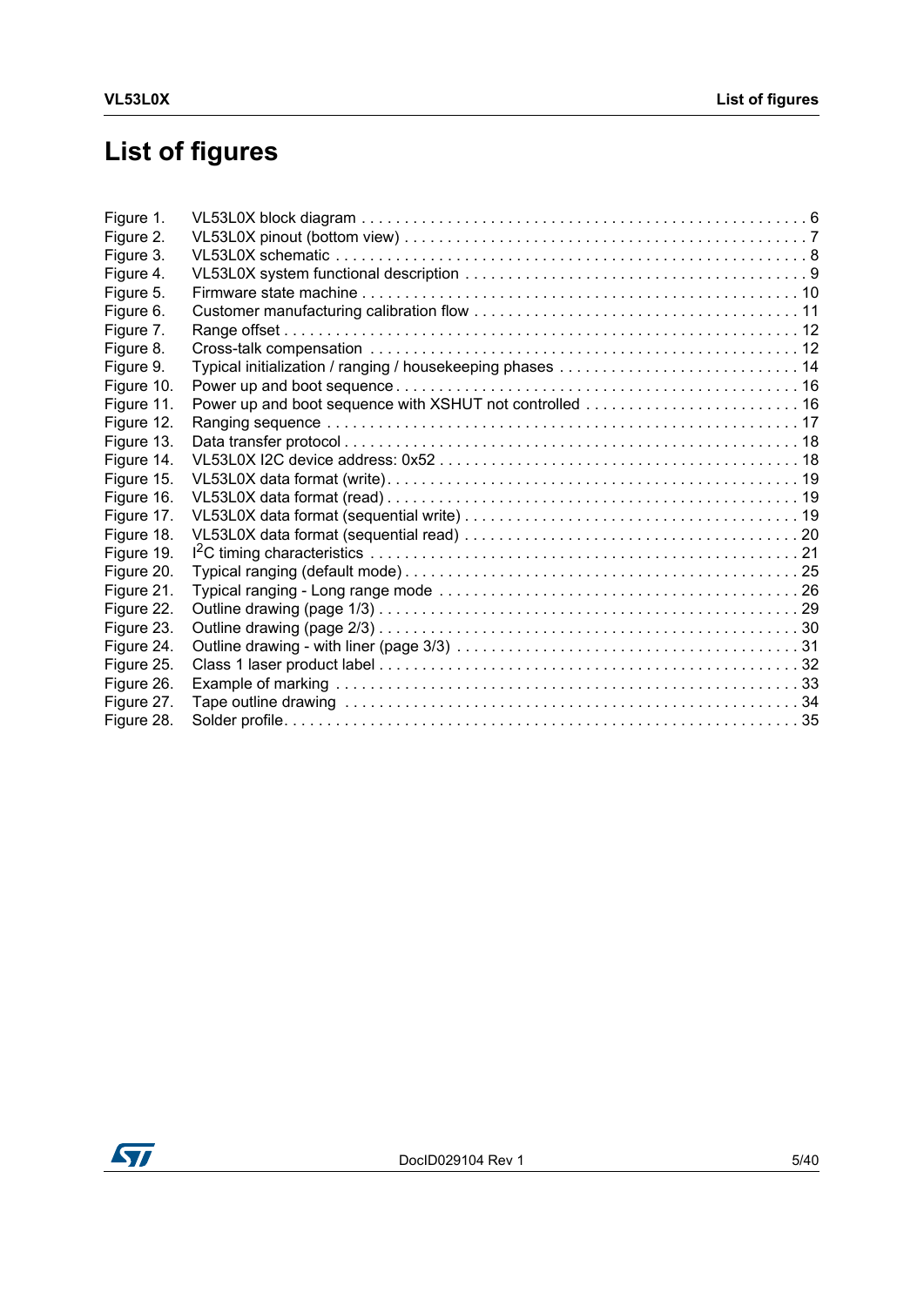# List of figures

Figure 1. VL53L0X block diagram . . . . . . . . . . . . . . . . . . . . . . . . . . . . . . . . . . . . . . . . . . . . . . . . . . 6
Figure 2. VL53L0X pinout (bottom view) . . . . . . . . . . . . . . . . . . . . . . . . . . . . . . . . . . . . . . . . . . . . . . 7
Figure 3. VL53L0X schematic . . . . . . . . . . . . . . . . . . . . . . . . . . . . . . . . . . . . . . . . . . . . . . . . . . . . . 8
Figure 4. VL53L0X system functional description . . . . . . . . . . . . . . . . . . . . . . . . . . . . . . . . . . . . . . . 9
Figure 5. Firmware state machine . . . . . . . . . . . . . . . . . . . . . . . . . . . . . . . . . . . . . . . . . . . . . . . . . . 10
Figure 6. Customer manufacturing calibration flow . . . . . . . . . . . . . . . . . . . . . . . . . . . . . . . . . . . . . 11
Figure 7. Range offset . . . . . . . . . . . . . . . . . . . . . . . . . . . . . . . . . . . . . . . . . . . . . . . . . . . . . . . . . . 12
Figure 8. Cross-talk compensation . . . . . . . . . . . . . . . . . . . . . . . . . . . . . . . . . . . . . . . . . . . . . . . . . 12
Figure 9. Typical initialization / ranging / housekeeping phases . . . . . . . . . . . . . . . . . . . . . . . . . . . . 14
Figure 10. Power up and boot sequence . . . . . . . . . . . . . . . . . . . . . . . . . . . . . . . . . . . . . . . . . . . . . . 16
Figure 11. Power up and boot sequence with XSHUT not controlled . . . . . . . . . . . . . . . . . . . . . . . . . 16
Figure 12. Ranging sequence . . . . . . . . . . . . . . . . . . . . . . . . . . . . . . . . . . . . . . . . . . . . . . . . . . . . . . 17
Figure 13. Data transfer protocol . . . . . . . . . . . . . . . . . . . . . . . . . . . . . . . . . . . . . . . . . . . . . . . . . . . 18
Figure 14. VL53L0X I2C device address: 0x52 . . . . . . . . . . . . . . . . . . . . . . . . . . . . . . . . . . . . . . . . . 18
Figure 15. VL53L0X data format (write) . . . . . . . . . . . . . . . . . . . . . . . . . . . . . . . . . . . . . . . . . . . . . . . 19
Figure 16. VL53L0X data format (read) . . . . . . . . . . . . . . . . . . . . . . . . . . . . . . . . . . . . . . . . . . . . . . . 19
Figure 17. VL53L0X data format (sequential write) . . . . . . . . . . . . . . . . . . . . . . . . . . . . . . . . . . . . . . . 19
Figure 18. VL53L0X data format (sequential read) . . . . . . . . . . . . . . . . . . . . . . . . . . . . . . . . . . . . . . . 20
Figure 19. I$^2$C timing characteristics . . . . . . . . . . . . . . . . . . . . . . . . . . . . . . . . . . . . . . . . . . . . . . . . . 21
Figure 20. Typical ranging (default mode) . . . . . . . . . . . . . . . . . . . . . . . . . . . . . . . . . . . . . . . . . . . . . 25
Figure 21. Typical ranging - Long range mode . . . . . . . . . . . . . . . . . . . . . . . . . . . . . . . . . . . . . . . . . 26
Figure 22. Outline drawing (page 1/3) . . . . . . . . . . . . . . . . . . . . . . . . . . . . . . . . . . . . . . . . . . . . . . . . 29
Figure 23. Outline drawing (page 2/3) . . . . . . . . . . . . . . . . . . . . . . . . . . . . . . . . . . . . . . . . . . . . . . . . 30
Figure 24. Outline drawing - with liner (page 3/3) . . . . . . . . . . . . . . . . . . . . . . . . . . . . . . . . . . . . . . . 31
Figure 25. Class 1 laser product label . . . . . . . . . . . . . . . . . . . . . . . . . . . . . . . . . . . . . . . . . . . . . . . . 32
Figure 26. Example of marking . . . . . . . . . . . . . . . . . . . . . . . . . . . . . . . . . . . . . . . . . . . . . . . . . . . . . 33
Figure 27. Tape outline drawing . . . . . . . . . . . . . . . . . . . . . . . . . . . . . . . . . . . . . . . . . . . . . . . . . . . . 34
Figure 28. Solder profile. . . . . . . . . . . . . . . . . . . . . . . . . . . . . . . . . . . . . . . . . . . . . . . . . . . . . . . . . . 35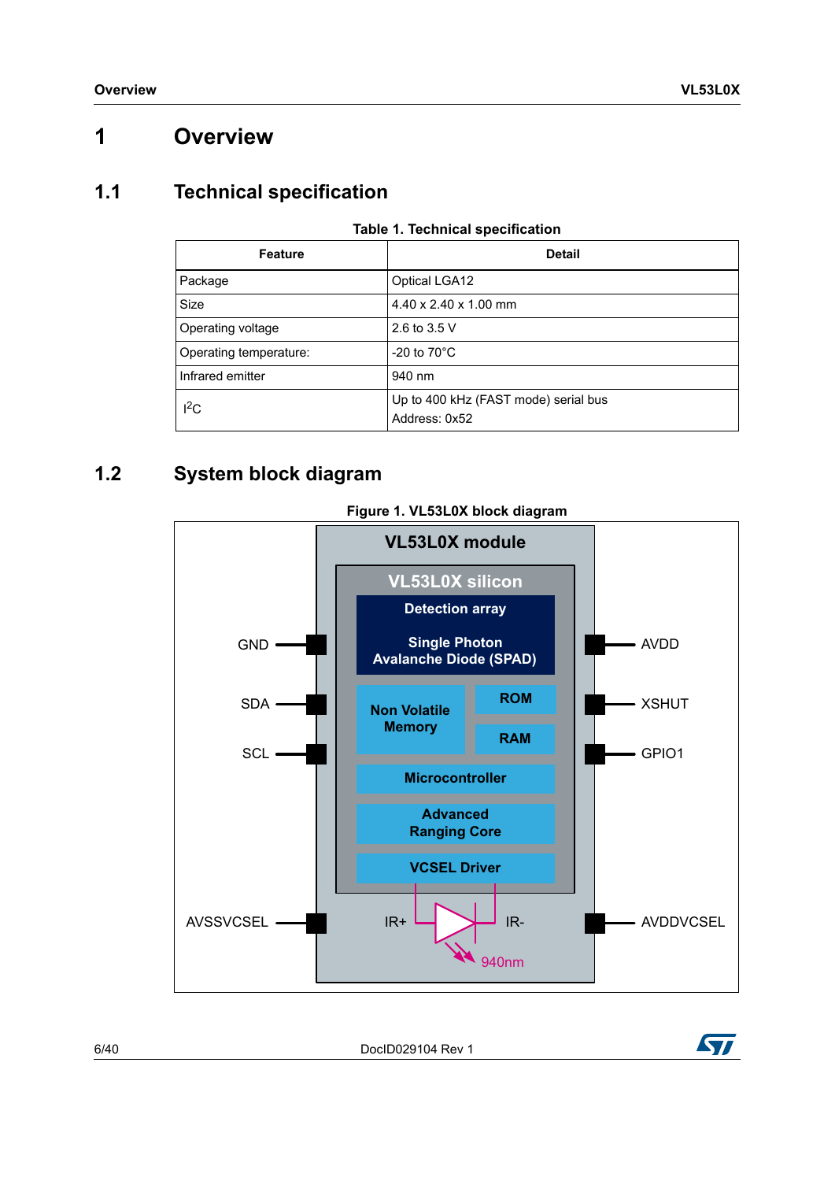# 1 Overview

## 1.1 Technical specification

Table 1. Technical specification

| Feature | Detail |
|---|---|
| Package | Optical LGA12 |
| Size | 4.40 x 2.40 x 1.00 mm |
| Operating voltage | 2.6 to 3.5 V |
| Operating temperature: | -20 to 70°C |
| Infrared emitter | 940 nm |
| I²C | Up to 400 kHz (FAST mode) serial bus<br>Address: 0x52 |

## 1.2 System block diagram

Figure 1. VL53L0X block diagram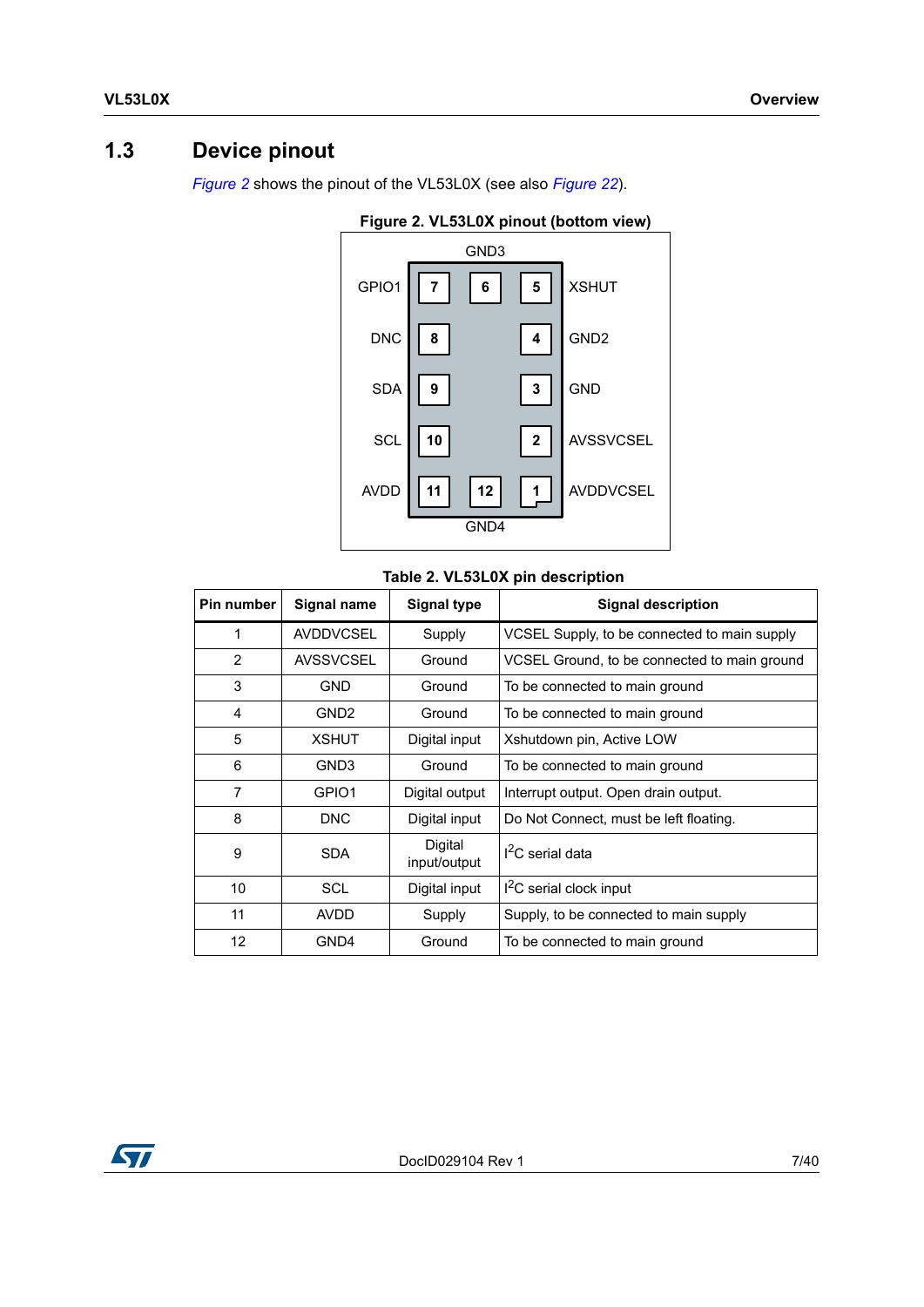## 1.3 Device pinout

*Figure 2* shows the pinout of the VL53L0X (see also *Figure 22*).

**Figure 2. VL53L0X pinout (bottom view)**

| | GND3 | | | |
|---|---|---|---|---|
| GPIO1 | 7 | 6 | 5 | XSHUT |
| DNC | 8 | | 4 | GND2 |
| SDA | 9 | | 3 | GND |
| SCL | 10 | | 2 | AVSSVCSEL |
| AVDD | 11 | 12 | 1 | AVDDVCSEL |
| | GND4 | | | |

**Table 2. VL53L0X pin description**

| Pin number | Signal name | Signal type | Signal description |
|---|---|---|---|
| 1 | AVDDVCSEL | Supply | VCSEL Supply, to be connected to main supply |
| 2 | AVSSVCSEL | Ground | VCSEL Ground, to be connected to main ground |
| 3 | GND | Ground | To be connected to main ground |
| 4 | GND2 | Ground | To be connected to main ground |
| 5 | XSHUT | Digital input | Xshutdown pin, Active LOW |
| 6 | GND3 | Ground | To be connected to main ground |
| 7 | GPIO1 | Digital output | Interrupt output. Open drain output. |
| 8 | DNC | Digital input | Do Not Connect, must be left floating. |
| 9 | SDA | Digital input/output | $I^2C$ serial data |
| 10 | SCL | Digital input | $I^2C$ serial clock input |
| 11 | AVDD | Supply | Supply, to be connected to main supply |
| 12 | GND4 | Ground | To be connected to main ground |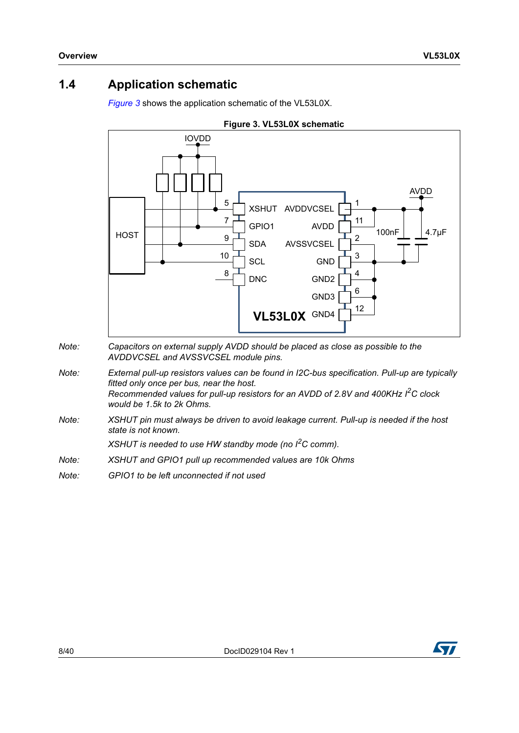## 1.4 Application schematic

*Figure 3* shows the application schematic of the VL53L0X.

**Figure 3. VL53L0X schematic**

*Note: Capacitors on external supply AVDD should be placed as close as possible to the AVDDVCSEL and AVSSVCSEL module pins.*

*Note: External pull-up resistors values can be found in I2C-bus specification. Pull-up are typically fitted only once per bus, near the host.*
*Recommended values for pull-up resistors for an AVDD of 2.8V and 400KHz $I^2C$ clock would be 1.5k to 2k Ohms.*

*Note: XSHUT pin must always be driven to avoid leakage current. Pull-up is needed if the host state is not known.*

*XSHUT is needed to use HW standby mode (no $I^2C$ comm).*

*Note: XSHUT and GPIO1 pull up recommended values are 10k Ohms*

*Note: GPIO1 to be left unconnected if not used*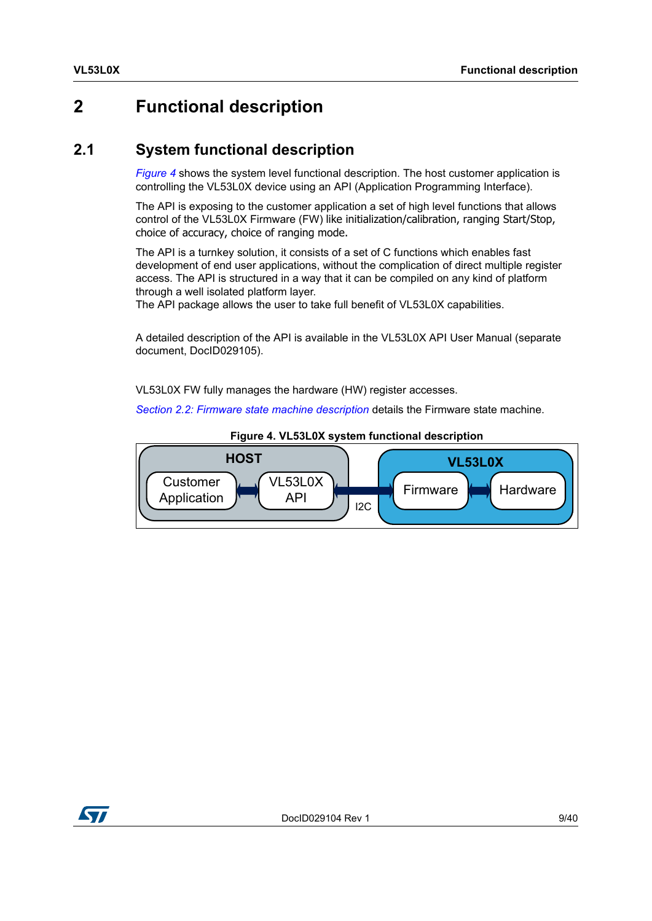# 2 Functional description

## 2.1 System functional description

*Figure 4* shows the system level functional description. The host customer application is controlling the VL53L0X device using an API (Application Programming Interface).

The API is exposing to the customer application a set of high level functions that allows control of the VL53L0X Firmware (FW) like initialization/calibration, ranging Start/Stop, choice of accuracy, choice of ranging mode.

The API is a turnkey solution, it consists of a set of C functions which enables fast development of end user applications, without the complication of direct multiple register access. The API is structured in a way that it can be compiled on any kind of platform through a well isolated platform layer.
The API package allows the user to take full benefit of VL53L0X capabilities.

A detailed description of the API is available in the VL53L0X API User Manual (separate document, DocID029105).

VL53L0X FW fully manages the hardware (HW) register accesses.

*Section 2.2: Firmware state machine description* details the Firmware state machine.

**Figure 4. VL53L0X system functional description**

HOST: Customer Application ↔ VL53L0X API ↔ (I2C) ↔ VL53L0X: Firmware ↔ Hardware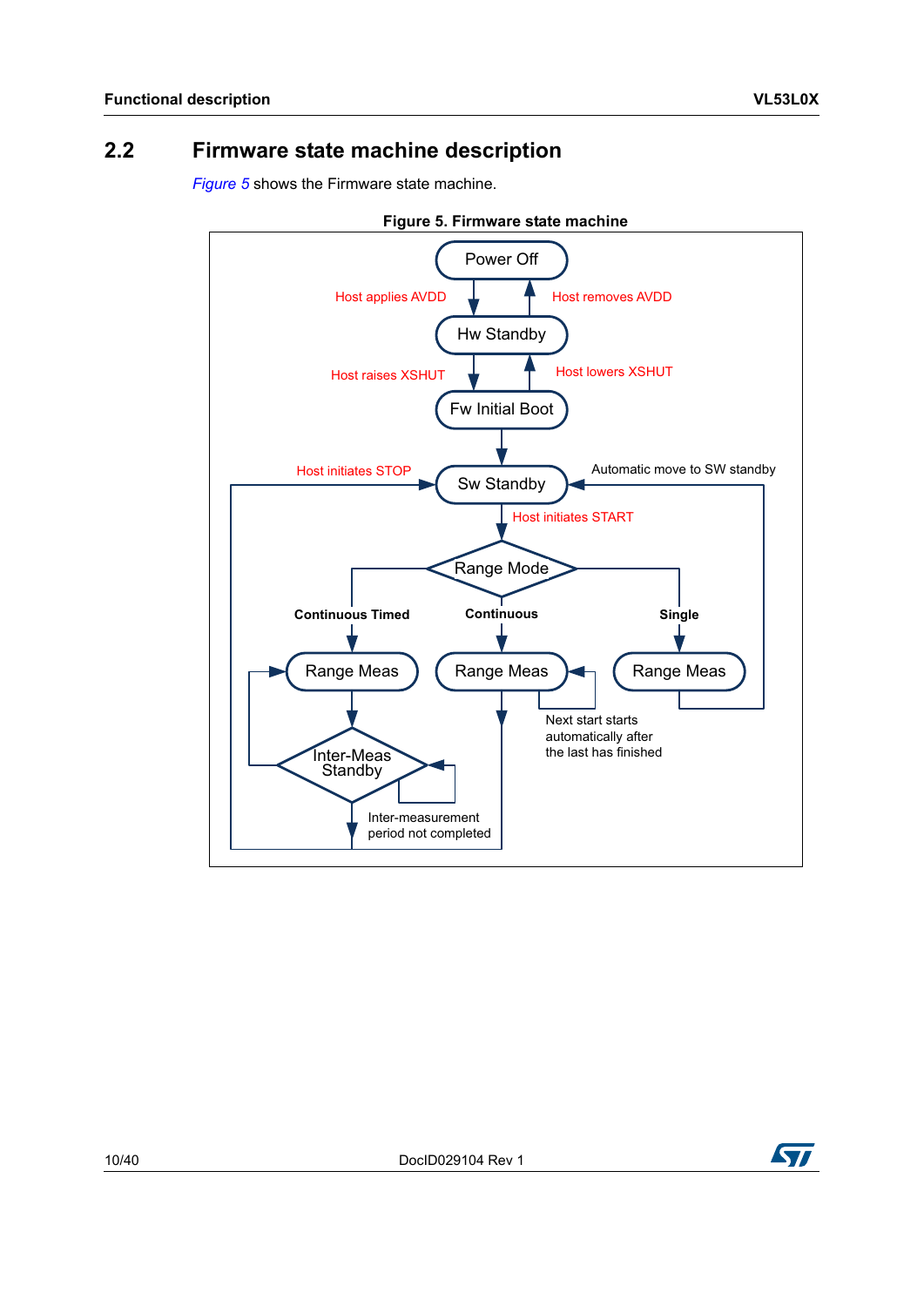## 2.2 Firmware state machine description

*Figure 5* shows the Firmware state machine.

**Figure 5. Firmware state machine**

Power Off

Host applies AVDD

Host removes AVDD

Hw Standby

Host raises XSHUT

Host lowers XSHUT

Fw Initial Boot

Host initiates STOP

Sw Standby

Automatic move to SW standby

Host initiates START

Range Mode

Continuous Timed

Continuous

Single

Range Meas

Range Meas

Range Meas

Next start starts automatically after the last has finished

Inter-Meas Standby

Inter-measurement period not completed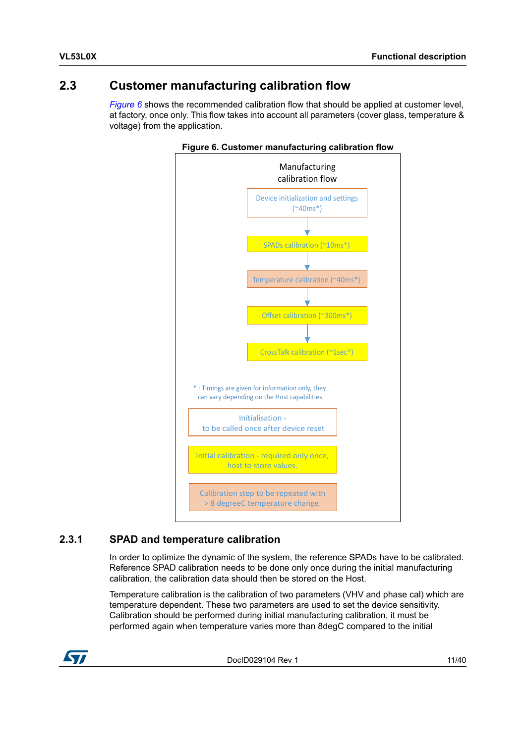## 2.3 Customer manufacturing calibration flow

*Figure 6* shows the recommended calibration flow that should be applied at customer level, at factory, once only. This flow takes into account all parameters (cover glass, temperature & voltage) from the application.

**Figure 6. Customer manufacturing calibration flow**

Manufacturing calibration flow

Device initialization and settings (~40ms*)

↓

SPADs calibration (~10ms*)

↓

Temperature calibration (~40ms*)

↓

Offset calibration (~300ms*)

↓

CrossTalk calibration (~1sec*)

* : Timings are given for information only, they can vary depending on the Host capabilities

Initialisation - to be called once after device reset

Initial calibration - required only once, host to store values.

Calibration step to be repeated with > 8 degreeC temperature change.

### 2.3.1 SPAD and temperature calibration

In order to optimize the dynamic of the system, the reference SPADs have to be calibrated. Reference SPAD calibration needs to be done only once during the initial manufacturing calibration, the calibration data should then be stored on the Host.

Temperature calibration is the calibration of two parameters (VHV and phase cal) which are temperature dependent. These two parameters are used to set the device sensitivity. Calibration should be performed during initial manufacturing calibration, it must be performed again when temperature varies more than 8degC compared to the initial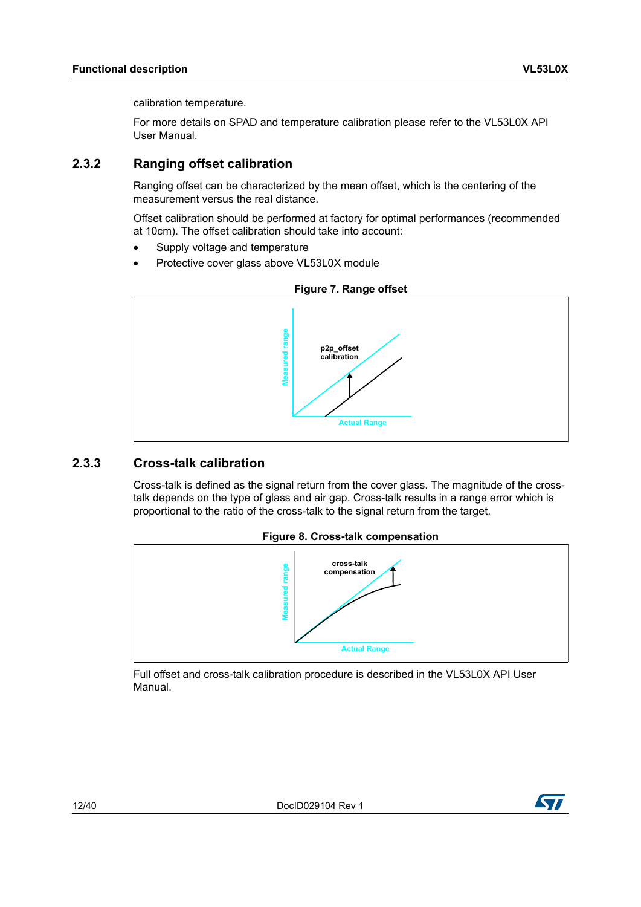calibration temperature.

For more details on SPAD and temperature calibration please refer to the VL53L0X API User Manual.

### 2.3.2 Ranging offset calibration

Ranging offset can be characterized by the mean offset, which is the centering of the measurement versus the real distance.

Offset calibration should be performed at factory for optimal performances (recommended at 10cm). The offset calibration should take into account:

- Supply voltage and temperature
- Protective cover glass above VL53L0X module

**Figure 7. Range offset**

### 2.3.3 Cross-talk calibration

Cross-talk is defined as the signal return from the cover glass. The magnitude of the cross-talk depends on the type of glass and air gap. Cross-talk results in a range error which is proportional to the ratio of the cross-talk to the signal return from the target.

**Figure 8. Cross-talk compensation**

Full offset and cross-talk calibration procedure is described in the VL53L0X API User Manual.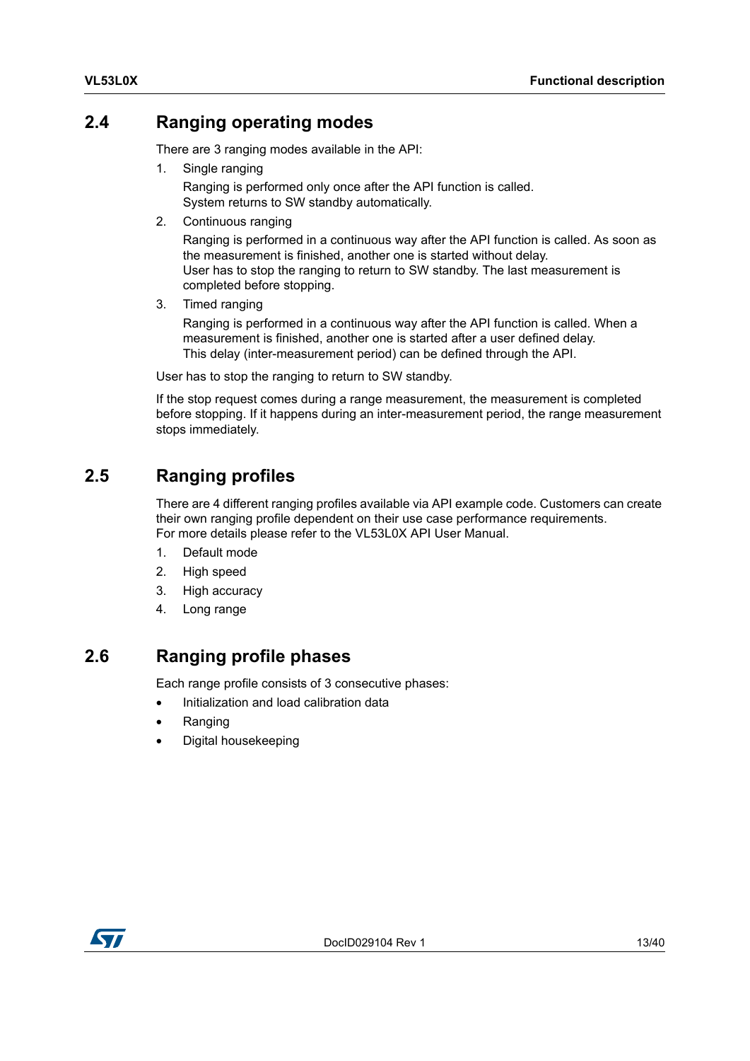## 2.4 Ranging operating modes

There are 3 ranging modes available in the API:

1. Single ranging

   Ranging is performed only once after the API function is called.
   System returns to SW standby automatically.

2. Continuous ranging

   Ranging is performed in a continuous way after the API function is called. As soon as the measurement is finished, another one is started without delay.
   User has to stop the ranging to return to SW standby. The last measurement is completed before stopping.

3. Timed ranging

   Ranging is performed in a continuous way after the API function is called. When a measurement is finished, another one is started after a user defined delay.
   This delay (inter-measurement period) can be defined through the API.

User has to stop the ranging to return to SW standby.

If the stop request comes during a range measurement, the measurement is completed before stopping. If it happens during an inter-measurement period, the range measurement stops immediately.

## 2.5 Ranging profiles

There are 4 different ranging profiles available via API example code. Customers can create their own ranging profile dependent on their use case performance requirements.
For more details please refer to the VL53L0X API User Manual.

1. Default mode
2. High speed
3. High accuracy
4. Long range

## 2.6 Ranging profile phases

Each range profile consists of 3 consecutive phases:

- Initialization and load calibration data
- Ranging
- Digital housekeeping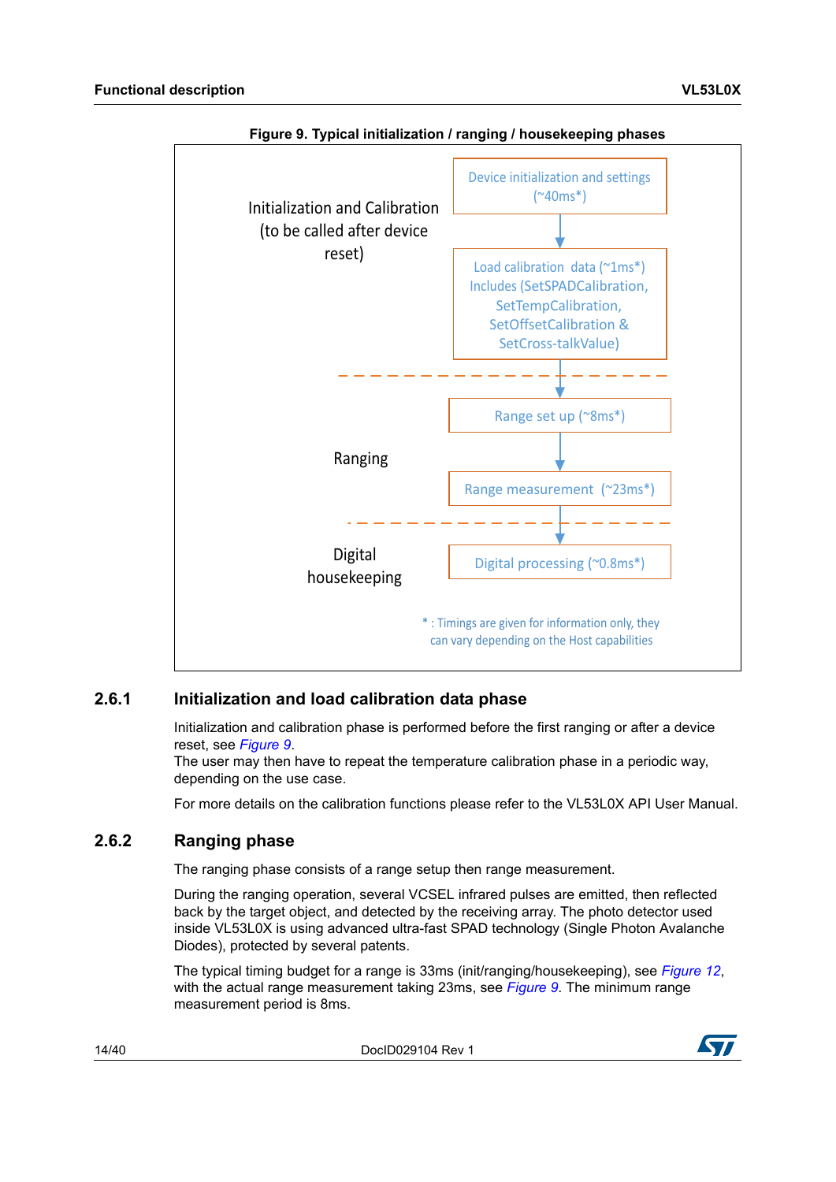**Figure 9. Typical initialization / ranging / housekeeping phases**

Initialization and Calibration (to be called after device reset)

- Device initialization and settings (~40ms*)
- Load calibration data (~1ms*) Includes (SetSPADCalibration, SetTempCalibration, SetOffsetCalibration & SetCross-talkValue)

Ranging

- Range set up (~8ms*)
- Range measurement (~23ms*)

Digital housekeeping

- Digital processing (~0.8ms*)

* : Timings are given for information only, they can vary depending on the Host capabilities

### 2.6.1 Initialization and load calibration data phase

Initialization and calibration phase is performed before the first ranging or after a device reset, see *Figure 9*.
The user may then have to repeat the temperature calibration phase in a periodic way, depending on the use case.

For more details on the calibration functions please refer to the VL53L0X API User Manual.

### 2.6.2 Ranging phase

The ranging phase consists of a range setup then range measurement.

During the ranging operation, several VCSEL infrared pulses are emitted, then reflected back by the target object, and detected by the receiving array. The photo detector used inside VL53L0X is using advanced ultra-fast SPAD technology (Single Photon Avalanche Diodes), protected by several patents.

The typical timing budget for a range is 33ms (init/ranging/housekeeping), see *Figure 12*, with the actual range measurement taking 23ms, see *Figure 9*. The minimum range measurement period is 8ms.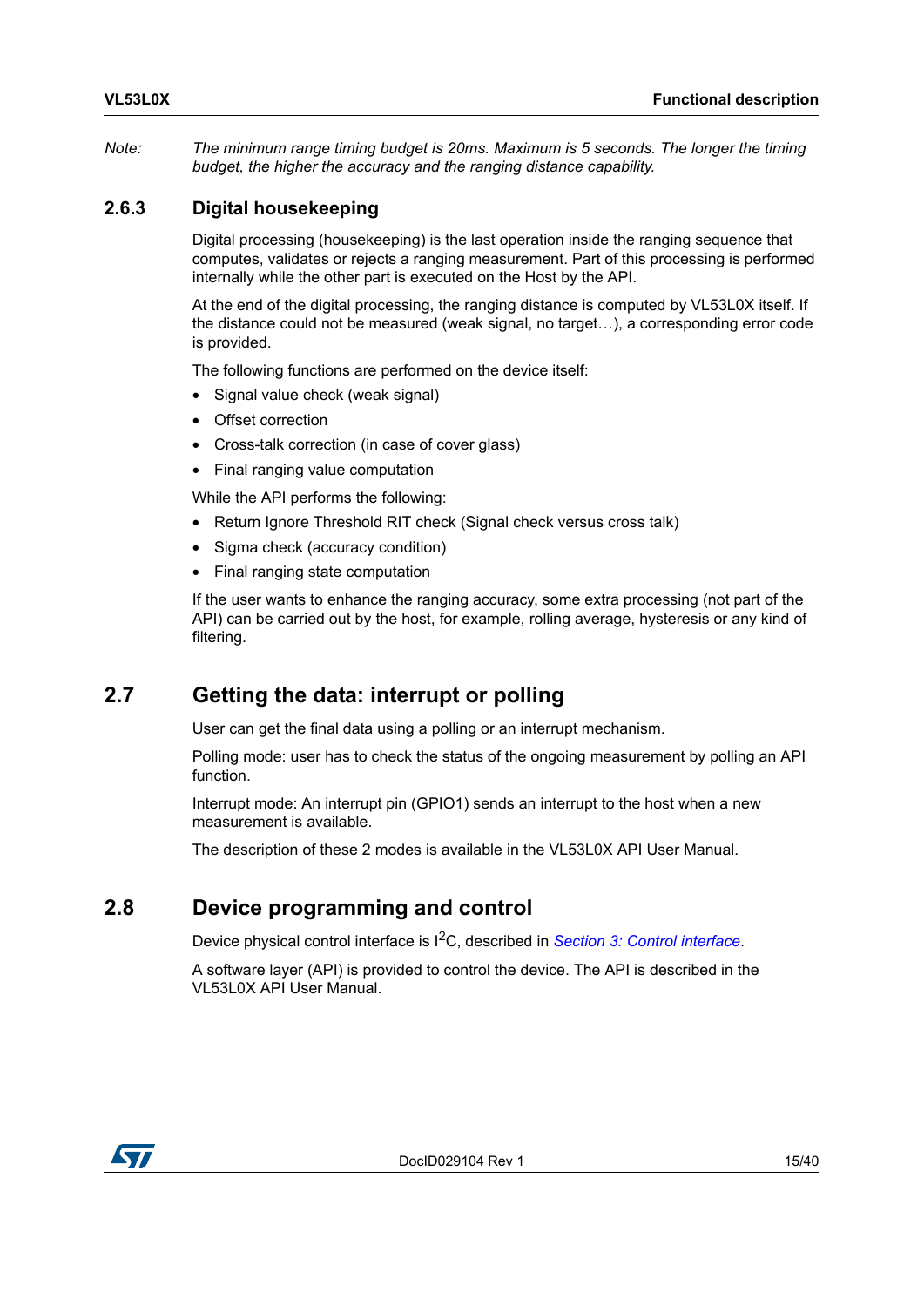*Note: The minimum range timing budget is 20ms. Maximum is 5 seconds. The longer the timing budget, the higher the accuracy and the ranging distance capability.*

### 2.6.3 Digital housekeeping

Digital processing (housekeeping) is the last operation inside the ranging sequence that computes, validates or rejects a ranging measurement. Part of this processing is performed internally while the other part is executed on the Host by the API.

At the end of the digital processing, the ranging distance is computed by VL53L0X itself. If the distance could not be measured (weak signal, no target…), a corresponding error code is provided.

The following functions are performed on the device itself:

- Signal value check (weak signal)
- Offset correction
- Cross-talk correction (in case of cover glass)
- Final ranging value computation

While the API performs the following:

- Return Ignore Threshold RIT check (Signal check versus cross talk)
- Sigma check (accuracy condition)
- Final ranging state computation

If the user wants to enhance the ranging accuracy, some extra processing (not part of the API) can be carried out by the host, for example, rolling average, hysteresis or any kind of filtering.

## 2.7 Getting the data: interrupt or polling

User can get the final data using a polling or an interrupt mechanism.

Polling mode: user has to check the status of the ongoing measurement by polling an API function.

Interrupt mode: An interrupt pin (GPIO1) sends an interrupt to the host when a new measurement is available.

The description of these 2 modes is available in the VL53L0X API User Manual.

## 2.8 Device programming and control

Device physical control interface is $I^2C$, described in *Section 3: Control interface*.

A software layer (API) is provided to control the device. The API is described in the VL53L0X API User Manual.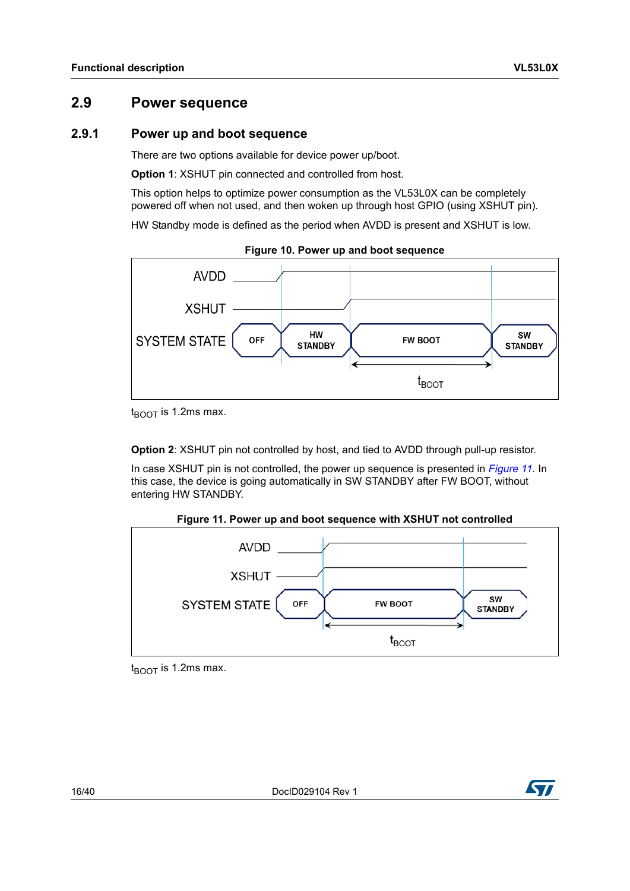## 2.9 Power sequence

### 2.9.1 Power up and boot sequence

There are two options available for device power up/boot.

**Option 1**: XSHUT pin connected and controlled from host.

This option helps to optimize power consumption as the VL53L0X can be completely powered off when not used, and then woken up through host GPIO (using XSHUT pin).

HW Standby mode is defined as the period when AVDD is present and XSHUT is low.

**Figure 10. Power up and boot sequence**

$t_{BOOT}$ is 1.2ms max.

**Option 2**: XSHUT pin not controlled by host, and tied to AVDD through pull-up resistor.

In case XSHUT pin is not controlled, the power up sequence is presented in *Figure 11*. In this case, the device is going automatically in SW STANDBY after FW BOOT, without entering HW STANDBY.

**Figure 11. Power up and boot sequence with XSHUT not controlled**

$t_{BOOT}$ is 1.2ms max.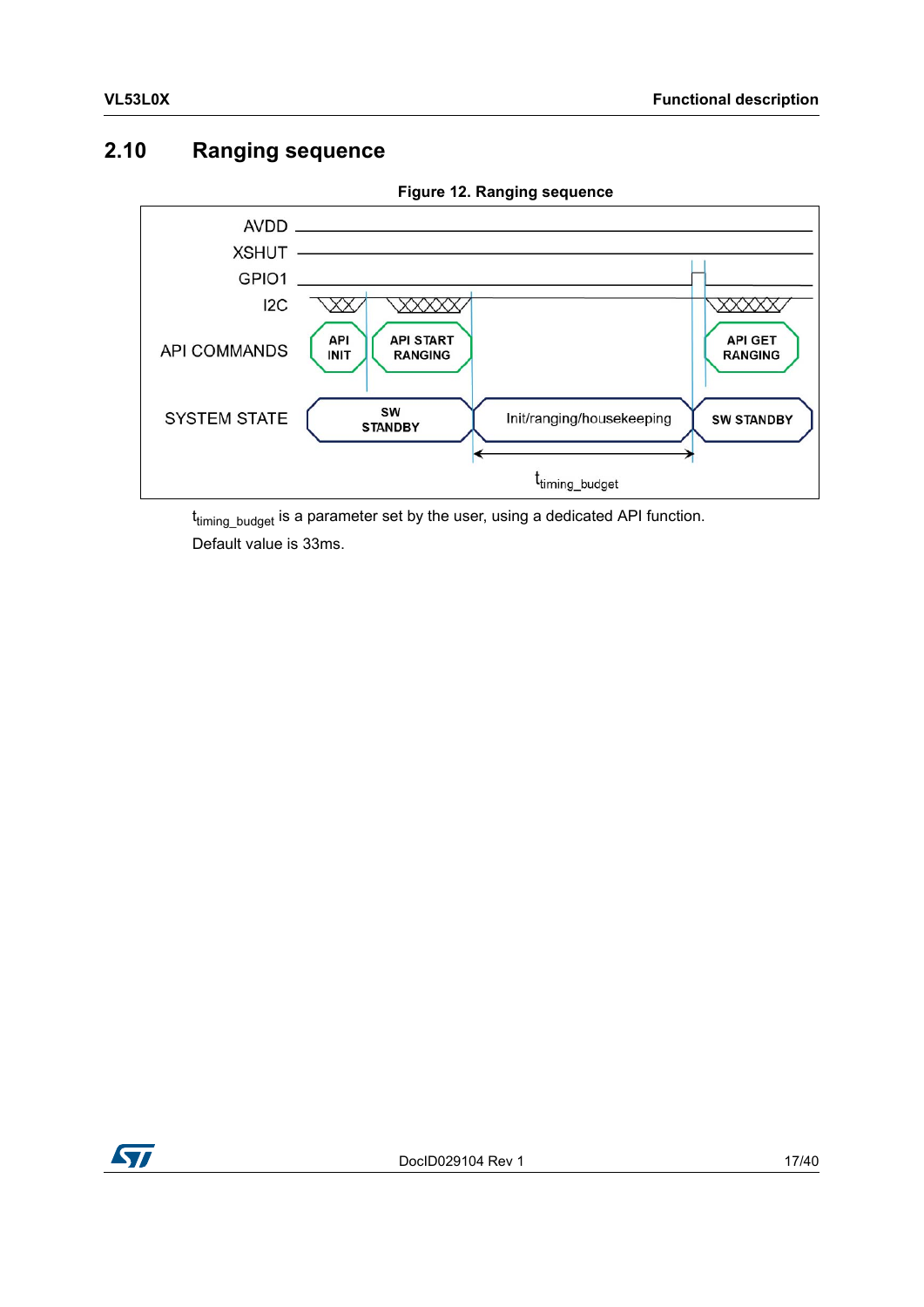## 2.10 Ranging sequence

**Figure 12. Ranging sequence**

AVDD

XSHUT

GPIO1

I2C

API COMMANDS: API INIT, API START RANGING, API GET RANGING

SYSTEM STATE: SW STANDBY, Init/ranging/housekeeping, SW STANDBY

$t_{timing\_budget}$

$t_{timing\_budget}$ is a parameter set by the user, using a dedicated API function.

Default value is 33ms.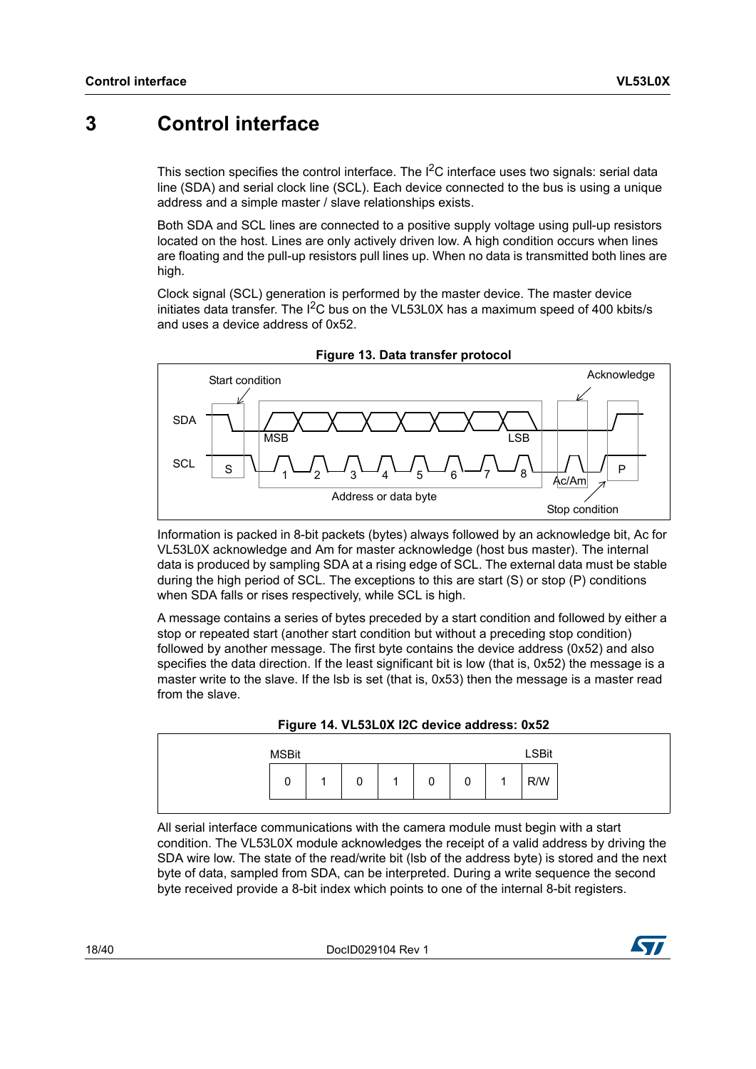# 3 Control interface

This section specifies the control interface. The I²C interface uses two signals: serial data line (SDA) and serial clock line (SCL). Each device connected to the bus is using a unique address and a simple master / slave relationships exists.

Both SDA and SCL lines are connected to a positive supply voltage using pull-up resistors located on the host. Lines are only actively driven low. A high condition occurs when lines are floating and the pull-up resistors pull lines up. When no data is transmitted both lines are high.

Clock signal (SCL) generation is performed by the master device. The master device initiates data transfer. The I²C bus on the VL53L0X has a maximum speed of 400 kbits/s and uses a device address of 0x52.

**Figure 13. Data transfer protocol**

Information is packed in 8-bit packets (bytes) always followed by an acknowledge bit, Ac for VL53L0X acknowledge and Am for master acknowledge (host bus master). The internal data is produced by sampling SDA at a rising edge of SCL. The external data must be stable during the high period of SCL. The exceptions to this are start (S) or stop (P) conditions when SDA falls or rises respectively, while SCL is high.

A message contains a series of bytes preceded by a start condition and followed by either a stop or repeated start (another start condition but without a preceding stop condition) followed by another message. The first byte contains the device address (0x52) and also specifies the data direction. If the least significant bit is low (that is, 0x52) the message is a master write to the slave. If the lsb is set (that is, 0x53) then the message is a master read from the slave.

**Figure 14. VL53L0X I2C device address: 0x52**

| MSBit | | | | | | | LSBit |
|---|---|---|---|---|---|---|---|
| 0 | 1 | 0 | 1 | 0 | 0 | 1 | R/W |

All serial interface communications with the camera module must begin with a start condition. The VL53L0X module acknowledges the receipt of a valid address by driving the SDA wire low. The state of the read/write bit (lsb of the address byte) is stored and the next byte of data, sampled from SDA, can be interpreted. During a write sequence the second byte received provide a 8-bit index which points to one of the internal 8-bit registers.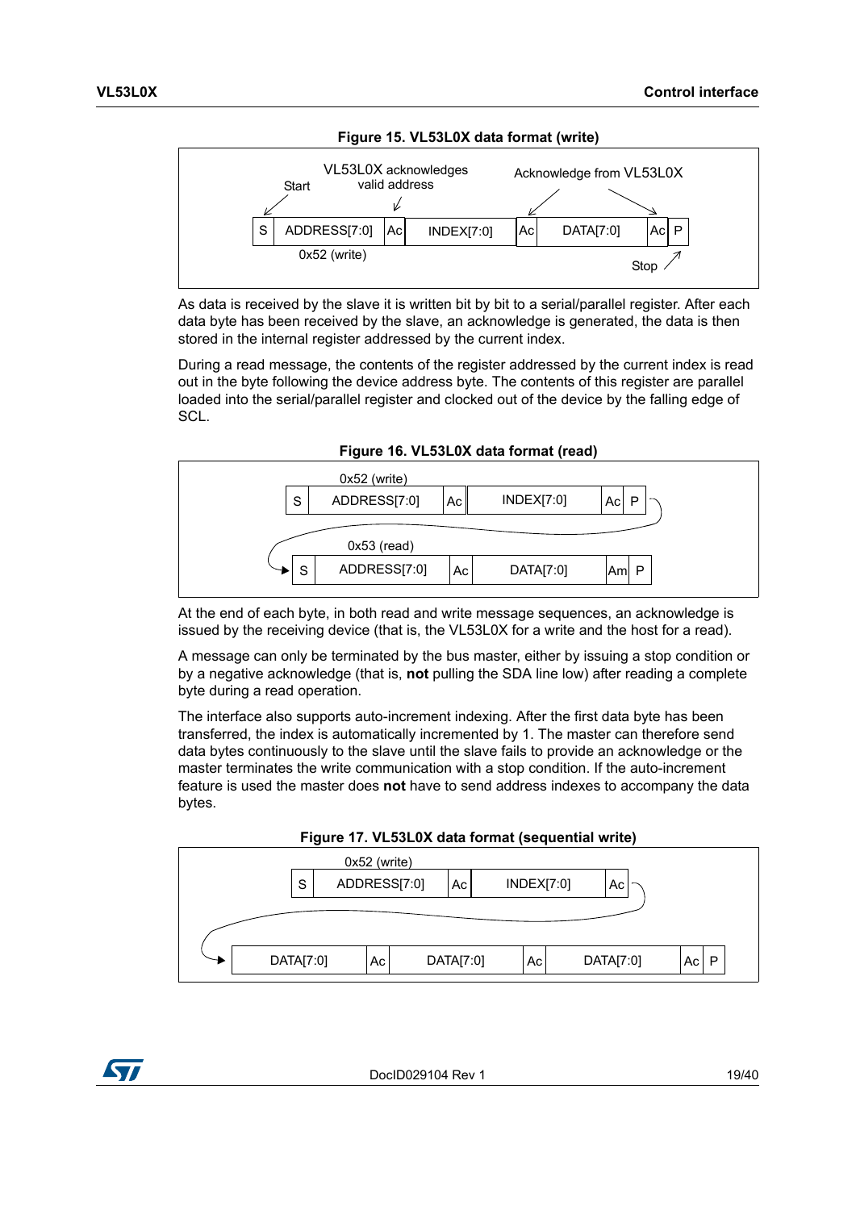**Figure 15. VL53L0X data format (write)**

| S | ADDRESS[7:0] | Ac | INDEX[7:0] | Ac | DATA[7:0] | Ac | P |
|---|---|---|---|---|---|---|---|

Labels: Start; 0x52 (write); VL53L0X acknowledges valid address; Acknowledge from VL53L0X; Stop

As data is received by the slave it is written bit by bit to a serial/parallel register. After each data byte has been received by the slave, an acknowledge is generated, the data is then stored in the internal register addressed by the current index.

During a read message, the contents of the register addressed by the current index is read out in the byte following the device address byte. The contents of this register are parallel loaded into the serial/parallel register and clocked out of the device by the falling edge of SCL.

**Figure 16. VL53L0X data format (read)**

0x52 (write)

| S | ADDRESS[7:0] | Ac | INDEX[7:0] | Ac | P |
|---|---|---|---|---|---|

0x53 (read)

| S | ADDRESS[7:0] | Ac | DATA[7:0] | Am | P |
|---|---|---|---|---|---|

At the end of each byte, in both read and write message sequences, an acknowledge is issued by the receiving device (that is, the VL53L0X for a write and the host for a read).

A message can only be terminated by the bus master, either by issuing a stop condition or by a negative acknowledge (that is, **not** pulling the SDA line low) after reading a complete byte during a read operation.

The interface also supports auto-increment indexing. After the first data byte has been transferred, the index is automatically incremented by 1. The master can therefore send data bytes continuously to the slave until the slave fails to provide an acknowledge or the master terminates the write communication with a stop condition. If the auto-increment feature is used the master does **not** have to send address indexes to accompany the data bytes.

**Figure 17. VL53L0X data format (sequential write)**

0x52 (write)

| S | ADDRESS[7:0] | Ac | INDEX[7:0] | Ac |
|---|---|---|---|---|

| DATA[7:0] | Ac | DATA[7:0] | Ac | DATA[7:0] | Ac | P |
|---|---|---|---|---|---|---|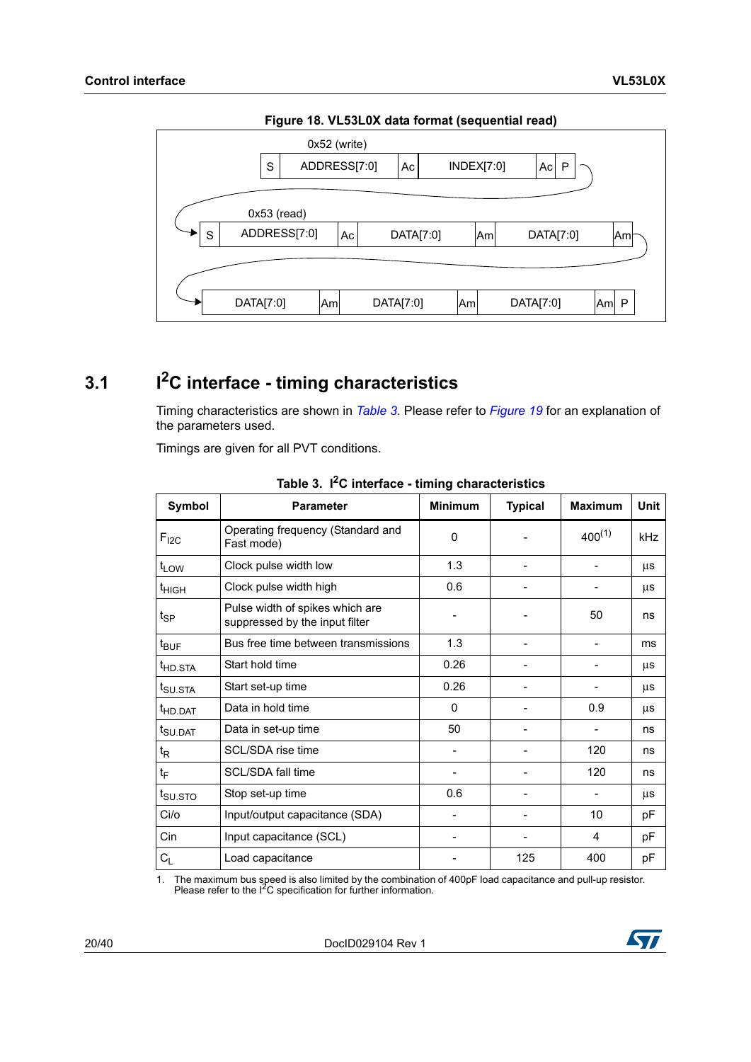**Figure 18. VL53L0X data format (sequential read)**

0x52 (write)

| S | ADDRESS[7:0] | Ac | INDEX[7:0] | Ac | P |
|---|---|---|---|---|---|

0x53 (read)

| S | ADDRESS[7:0] | Ac | DATA[7:0] | Am | DATA[7:0] | Am |
|---|---|---|---|---|---|---|

| DATA[7:0] | Am | DATA[7:0] | Am | DATA[7:0] | Am | P |
|---|---|---|---|---|---|---|

## 3.1 I²C interface - timing characteristics

Timing characteristics are shown in *Table 3*. Please refer to *Figure 19* for an explanation of the parameters used.

Timings are given for all PVT conditions.

**Table 3. I²C interface - timing characteristics**

| Symbol | Parameter | Minimum | Typical | Maximum | Unit |
|---|---|---|---|---|---|
| $F_{I2C}$ | Operating frequency (Standard and Fast mode) | 0 | - | 400[1] | kHz |
| $t_{LOW}$ | Clock pulse width low | 1.3 | - | - | µs |
| $t_{HIGH}$ | Clock pulse width high | 0.6 | - | - | µs |
| $t_{SP}$ | Pulse width of spikes which are suppressed by the input filter | - | - | 50 | ns |
| $t_{BUF}$ | Bus free time between transmissions | 1.3 | - | - | ms |
| $t_{HD.STA}$ | Start hold time | 0.26 | - | - | µs |
| $t_{SU.STA}$ | Start set-up time | 0.26 | - | - | µs |
| $t_{HD.DAT}$ | Data in hold time | 0 | - | 0.9 | µs |
| $t_{SU.DAT}$ | Data in set-up time | 50 | - | - | ns |
| $t_R$ | SCL/SDA rise time | - | - | 120 | ns |
| $t_F$ | SCL/SDA fall time | - | - | 120 | ns |
| $t_{SU.STO}$ | Stop set-up time | 0.6 | - | - | µs |
| Ci/o | Input/output capacitance (SDA) | - | - | 10 | pF |
| Cin | Input capacitance (SCL) | - | - | 4 | pF |
| $C_L$ | Load capacitance | - | 125 | 400 | pF |

1. The maximum bus speed is also limited by the combination of 400pF load capacitance and pull-up resistor. Please refer to the I²C specification for further information.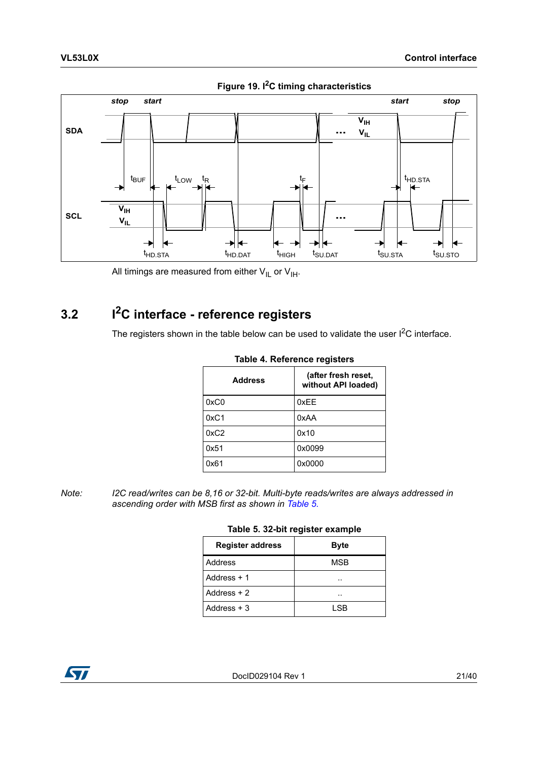Figure 19. $I^2C$ timing characteristics

All timings are measured from either $V_{IL}$ or $V_{IH}$.

## 3.2 $I^2C$ interface - reference registers

The registers shown in the table below can be used to validate the user $I^2C$ interface.

Table 4. Reference registers

| Address | (after fresh reset, without API loaded) |
|---|---|
| 0xC0 | 0xEE |
| 0xC1 | 0xAA |
| 0xC2 | 0x10 |
| 0x51 | 0x0099 |
| 0x61 | 0x0000 |

*Note: I2C read/writes can be 8,16 or 32-bit. Multi-byte reads/writes are always addressed in ascending order with MSB first as shown in Table 5.*

Table 5. 32-bit register example

| Register address | Byte |
|---|---|
| Address | MSB |
| Address + 1 | .. |
| Address + 2 | .. |
| Address + 3 | LSB |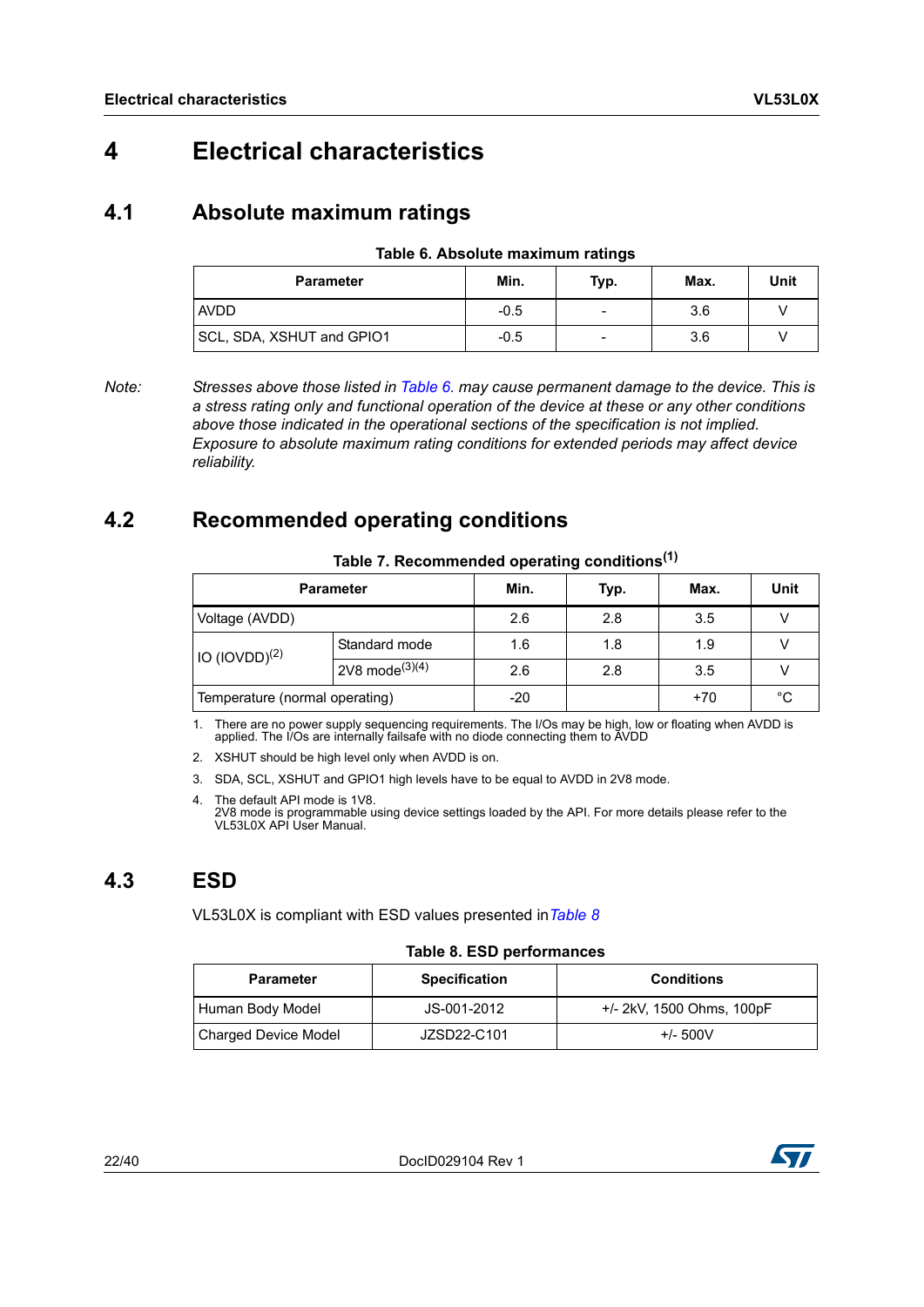# 4 Electrical characteristics

## 4.1 Absolute maximum ratings

**Table 6. Absolute maximum ratings**

| Parameter | Min. | Typ. | Max. | Unit |
|---|---|---|---|---|
| AVDD | -0.5 | - | 3.6 | V |
| SCL, SDA, XSHUT and GPIO1 | -0.5 | - | 3.6 | V |

*Note: Stresses above those listed in Table 6. may cause permanent damage to the device. This is a stress rating only and functional operation of the device at these or any other conditions above those indicated in the operational sections of the specification is not implied. Exposure to absolute maximum rating conditions for extended periods may affect device reliability.*

## 4.2 Recommended operating conditions

**Table 7. Recommended operating conditions[1]**

| Parameter | | Min. | Typ. | Max. | Unit |
|---|---|---|---|---|---|
| Voltage (AVDD) | | 2.6 | 2.8 | 3.5 | V |
| IO (IOVDD)[2] | Standard mode | 1.6 | 1.8 | 1.9 | V |
| | 2V8 mode[3][4] | 2.6 | 2.8 | 3.5 | V |
| Temperature (normal operating) | | -20 | | +70 | °C |

1. There are no power supply sequencing requirements. The I/Os may be high, low or floating when AVDD is applied. The I/Os are internally failsafe with no diode connecting them to AVDD
2. XSHUT should be high level only when AVDD is on.
3. SDA, SCL, XSHUT and GPIO1 high levels have to be equal to AVDD in 2V8 mode.
4. The default API mode is 1V8.
   2V8 mode is programmable using device settings loaded by the API. For more details please refer to the VL53L0X API User Manual.

## 4.3 ESD

VL53L0X is compliant with ESD values presented in *Table 8*

**Table 8. ESD performances**

| Parameter | Specification | Conditions |
|---|---|---|
| Human Body Model | JS-001-2012 | +/- 2kV, 1500 Ohms, 100pF |
| Charged Device Model | JZSD22-C101 | +/- 500V |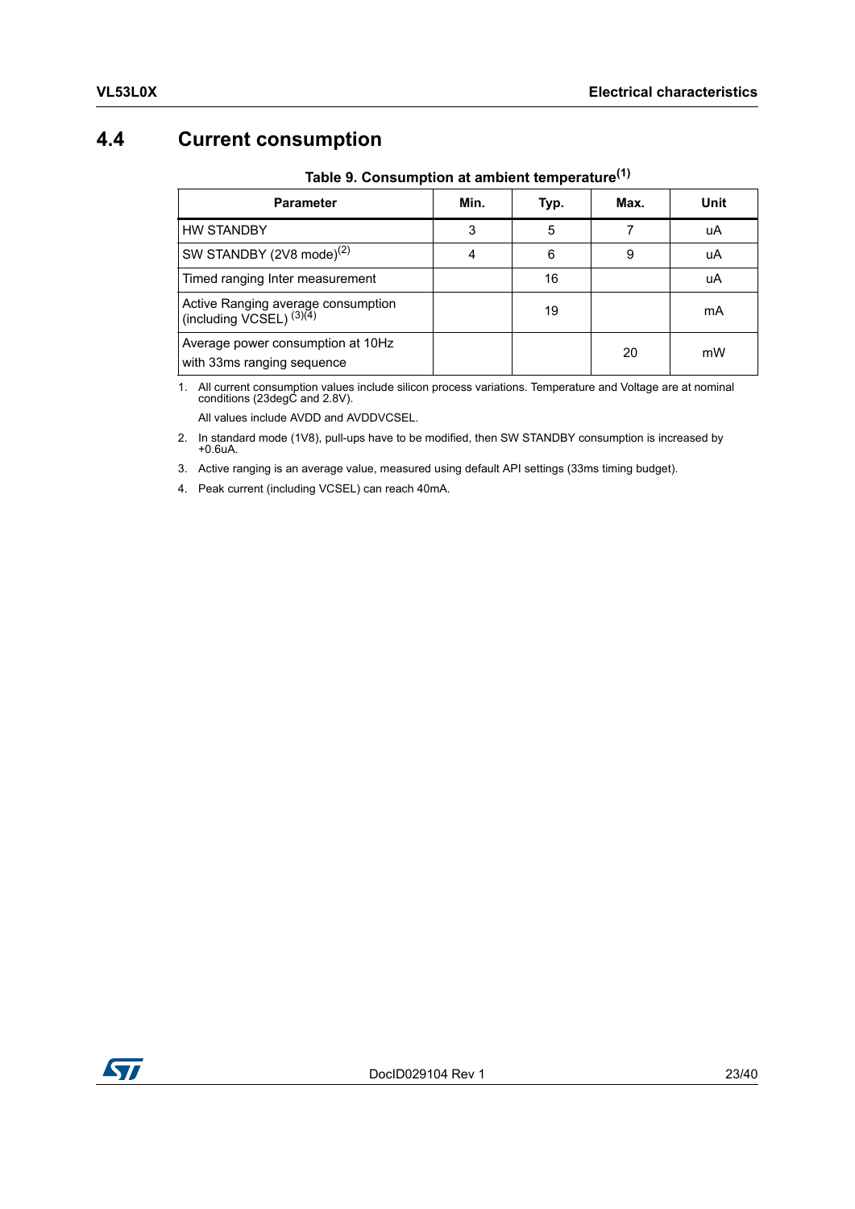## 4.4 Current consumption

**Table 9. Consumption at ambient temperature[1]**

| Parameter | Min. | Typ. | Max. | Unit |
|---|---|---|---|---|
| HW STANDBY | 3 | 5 | 7 | uA |
| SW STANDBY (2V8 mode)[2] | 4 | 6 | 9 | uA |
| Timed ranging Inter measurement | | 16 | | uA |
| Active Ranging average consumption (including VCSEL) [3][4] | | 19 | | mA |
| Average power consumption at 10Hz with 33ms ranging sequence | | | 20 | mW |

1. All current consumption values include silicon process variations. Temperature and Voltage are at nominal conditions (23degC and 2.8V).

   All values include AVDD and AVDDVCSEL.

2. In standard mode (1V8), pull-ups have to be modified, then SW STANDBY consumption is increased by +0.6uA.
3. Active ranging is an average value, measured using default API settings (33ms timing budget).
4. Peak current (including VCSEL) can reach 40mA.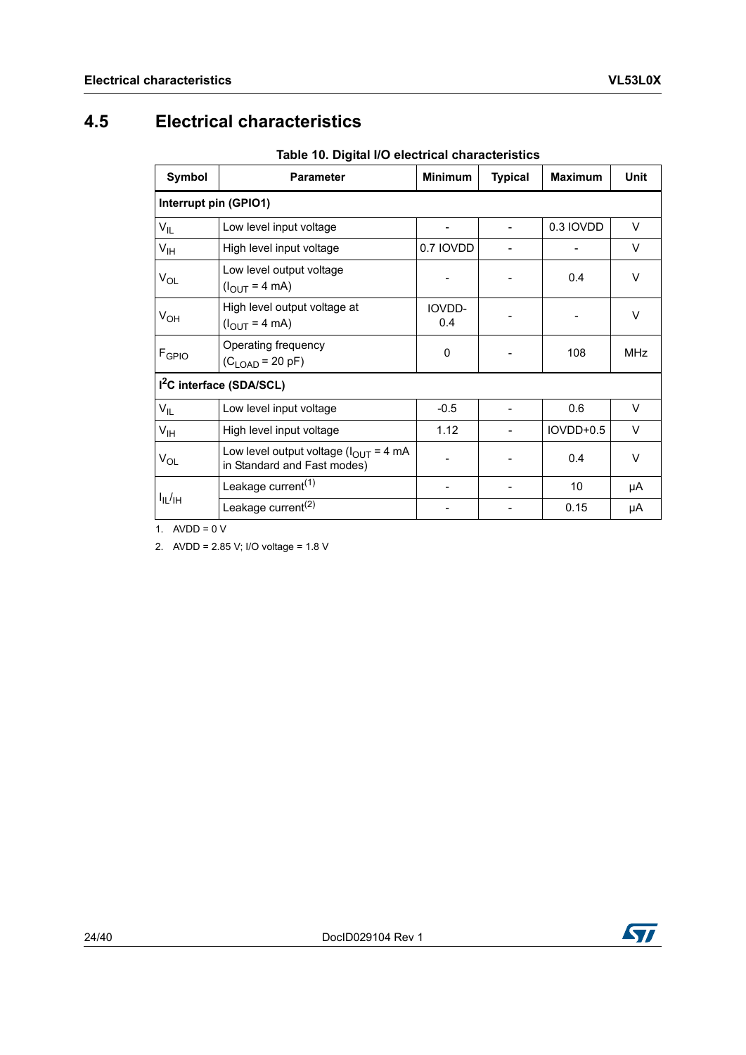## 4.5 Electrical characteristics

**Table 10. Digital I/O electrical characteristics**

| Symbol | Parameter | Minimum | Typical | Maximum | Unit |
|---|---|---|---|---|---|
| **Interrupt pin (GPIO1)** | | | | | |
| $V_{IL}$ | Low level input voltage | - | - | 0.3 IOVDD | V |
| $V_{IH}$ | High level input voltage | 0.7 IOVDD | - | - | V |
| $V_{OL}$ | Low level output voltage ($I_{OUT}$ = 4 mA) | - | - | 0.4 | V |
| $V_{OH}$ | High level output voltage at ($I_{OUT}$ = 4 mA) | IOVDD-0.4 | - | - | V |
| $F_{GPIO}$ | Operating frequency ($C_{LOAD}$ = 20 pF) | 0 | - | 108 | MHz |
| **$I^2C$ interface (SDA/SCL)** | | | | | |
| $V_{IL}$ | Low level input voltage | -0.5 | - | 0.6 | V |
| $V_{IH}$ | High level input voltage | 1.12 | - | IOVDD+0.5 | V |
| $V_{OL}$ | Low level output voltage ($I_{OUT}$ = 4 mA in Standard and Fast modes) | - | - | 0.4 | V |
| $I_{IL}/_{IH}$ | Leakage current[1] | - | - | 10 | µA |
| | Leakage current[2] | - | - | 0.15 | µA |

1. AVDD = 0 V
2. AVDD = 2.85 V; I/O voltage = 1.8 V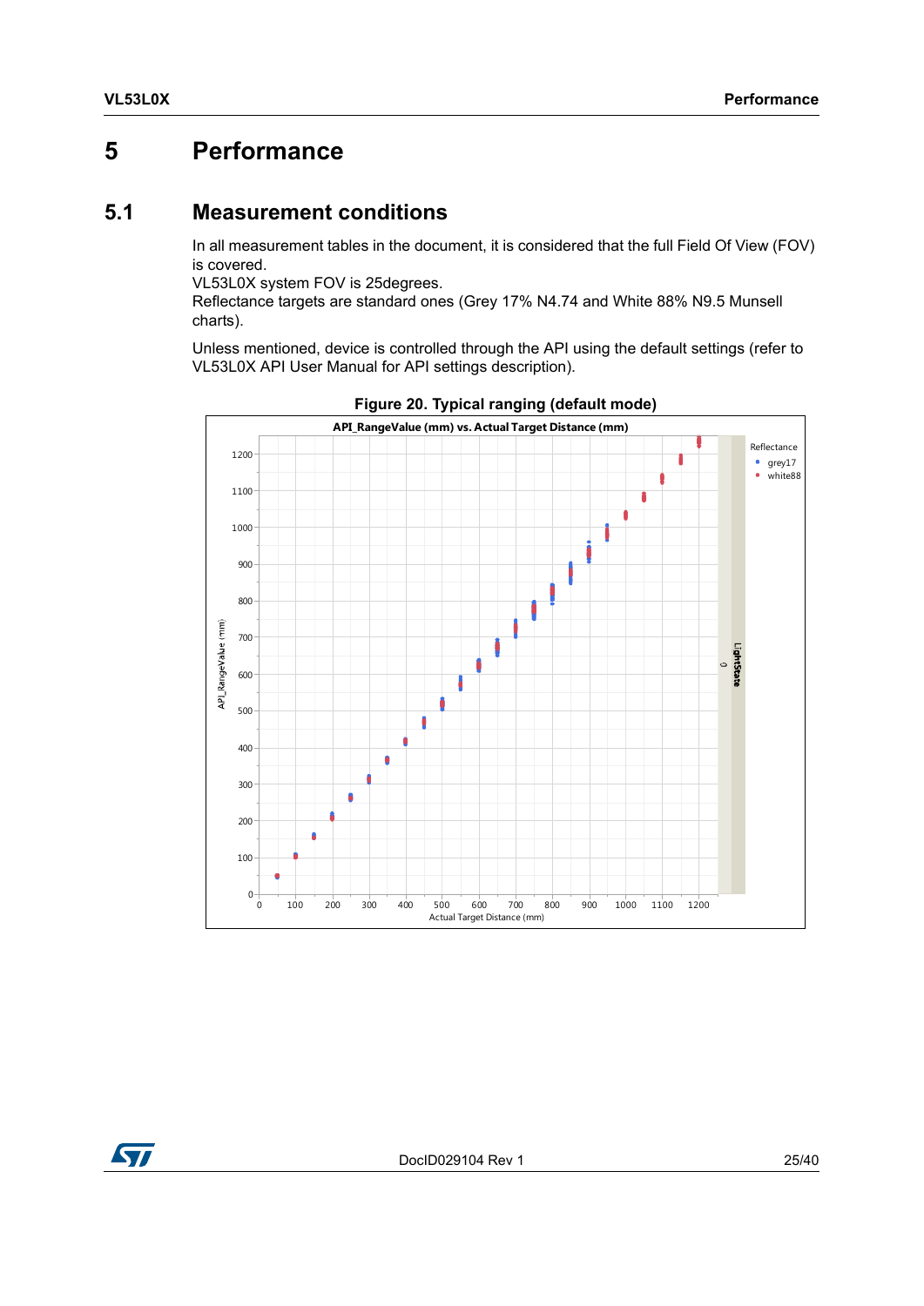# 5 Performance

## 5.1 Measurement conditions

In all measurement tables in the document, it is considered that the full Field Of View (FOV) is covered.
VL53L0X system FOV is 25degrees.
Reflectance targets are standard ones (Grey 17% N4.74 and White 88% N9.5 Munsell charts).

Unless mentioned, device is controlled through the API using the default settings (refer to VL53L0X API User Manual for API settings description).

**Figure 20. Typical ranging (default mode)**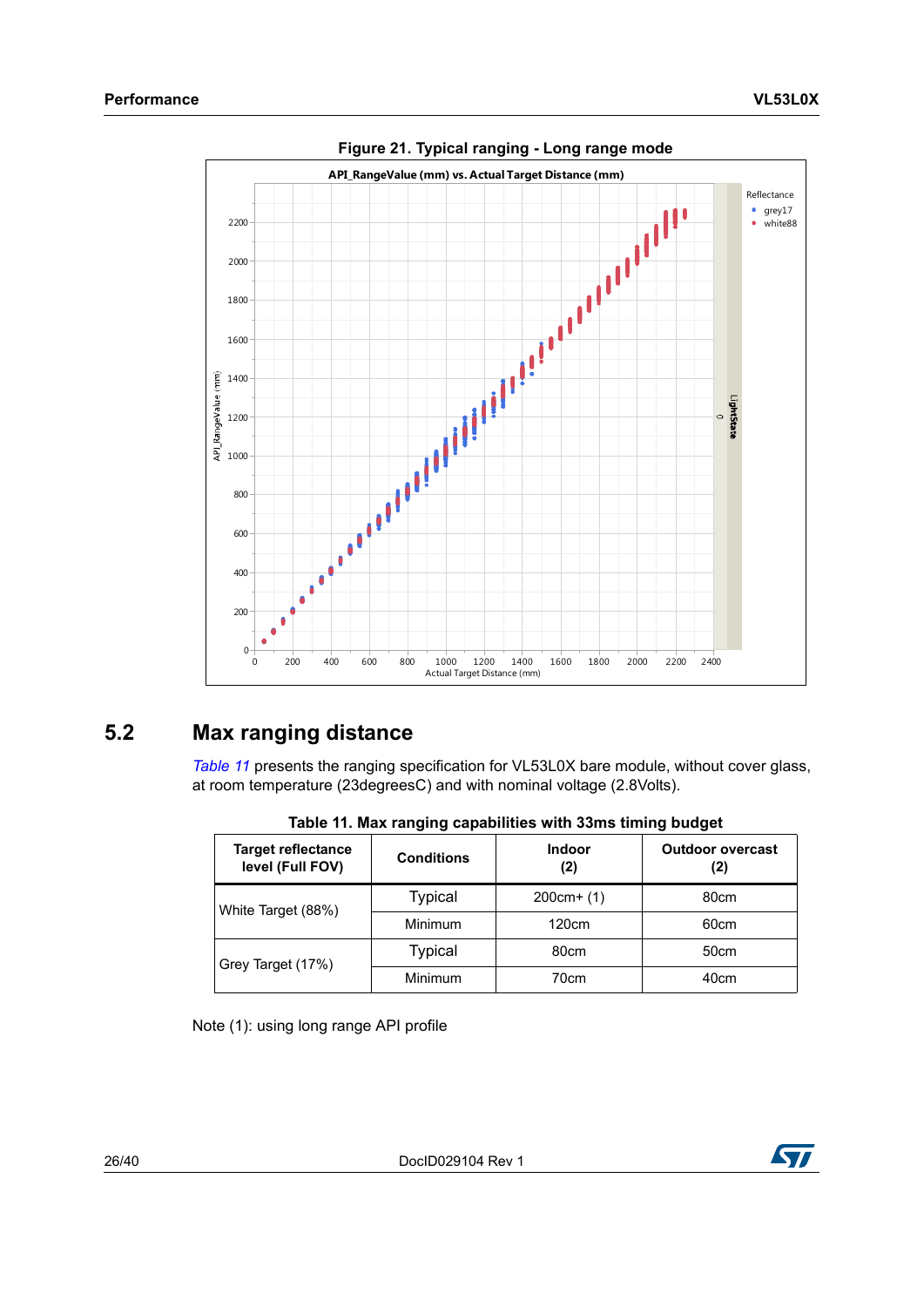**Figure 21. Typical ranging - Long range mode**

## 5.2 Max ranging distance

*Table 11* presents the ranging specification for VL53L0X bare module, without cover glass, at room temperature (23degreesC) and with nominal voltage (2.8Volts).

**Table 11. Max ranging capabilities with 33ms timing budget**

| Target reflectance level (Full FOV) | Conditions | Indoor (2) | Outdoor overcast (2) |
|---|---|---|---|
| White Target (88%) | Typical | 200cm+ (1) | 80cm |
| | Minimum | 120cm | 60cm |
| Grey Target (17%) | Typical | 80cm | 50cm |
| | Minimum | 70cm | 40cm |

Note (1): using long range API profile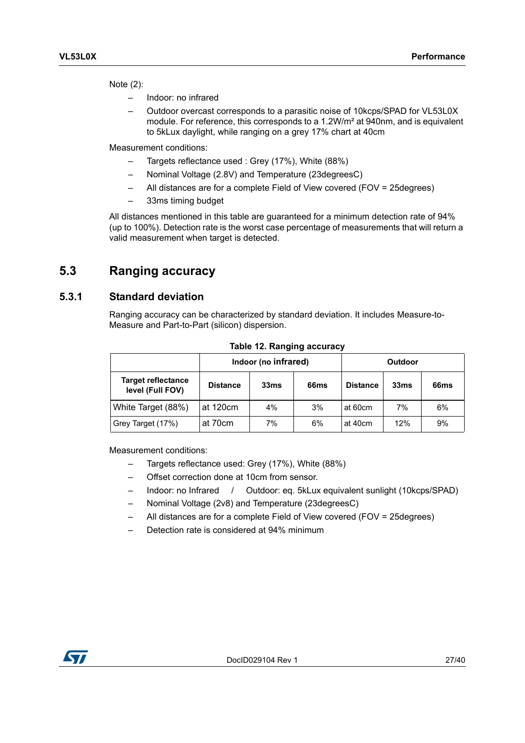Note (2):

- Indoor: no infrared
- Outdoor overcast corresponds to a parasitic noise of 10kcps/SPAD for VL53L0X module. For reference, this corresponds to a 1.2W/m² at 940nm, and is equivalent to 5kLux daylight, while ranging on a grey 17% chart at 40cm

Measurement conditions:

- Targets reflectance used : Grey (17%), White (88%)
- Nominal Voltage (2.8V) and Temperature (23degreesC)
- All distances are for a complete Field of View covered (FOV = 25degrees)
- 33ms timing budget

All distances mentioned in this table are guaranteed for a minimum detection rate of 94% (up to 100%). Detection rate is the worst case percentage of measurements that will return a valid measurement when target is detected.

## 5.3 Ranging accuracy

### 5.3.1 Standard deviation

Ranging accuracy can be characterized by standard deviation. It includes Measure-to-Measure and Part-to-Part (silicon) dispersion.

**Table 12. Ranging accuracy**

| | Indoor (no infrared) | | | Outdoor | | |
|---|---|---|---|---|---|---|
| **Target reflectance level (Full FOV)** | **Distance** | **33ms** | **66ms** | **Distance** | **33ms** | **66ms** |
| White Target (88%) | at 120cm | 4% | 3% | at 60cm | 7% | 6% |
| Grey Target (17%) | at 70cm | 7% | 6% | at 40cm | 12% | 9% |

Measurement conditions:

- Targets reflectance used: Grey (17%), White (88%)
- Offset correction done at 10cm from sensor.
- Indoor: no Infrared / Outdoor: eq. 5kLux equivalent sunlight (10kcps/SPAD)
- Nominal Voltage (2v8) and Temperature (23degreesC)
- All distances are for a complete Field of View covered (FOV = 25degrees)
- Detection rate is considered at 94% minimum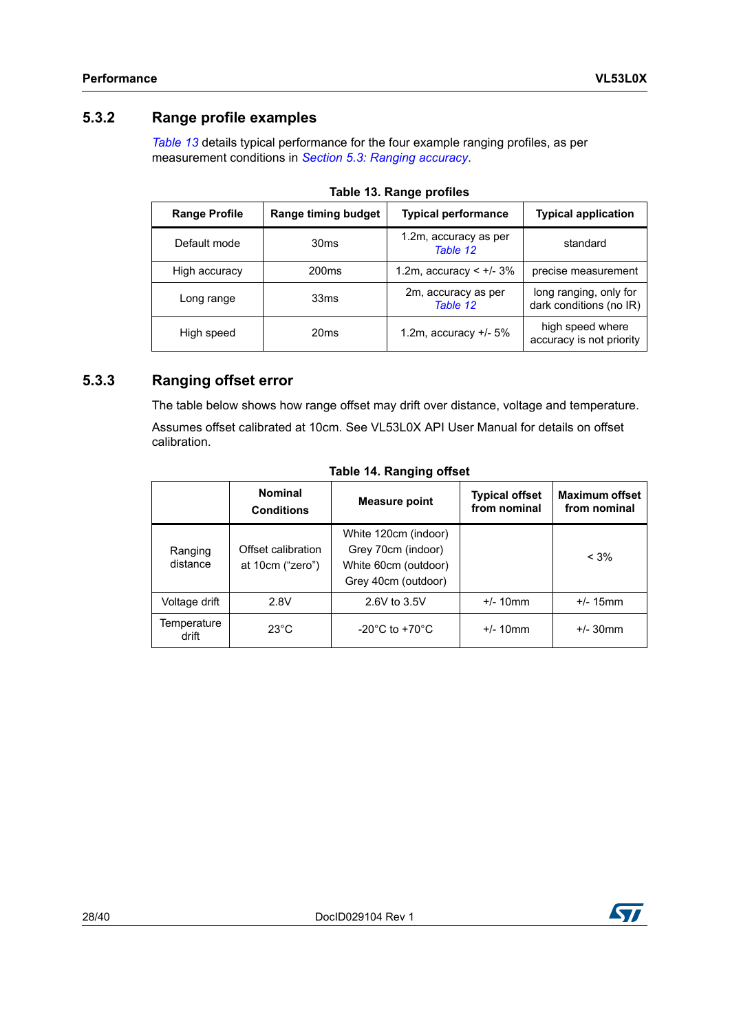### 5.3.2 Range profile examples

*Table 13* details typical performance for the four example ranging profiles, as per measurement conditions in *Section 5.3: Ranging accuracy*.

**Table 13. Range profiles**

| Range Profile | Range timing budget | Typical performance | Typical application |
|---|---|---|---|
| Default mode | 30ms | 1.2m, accuracy as per *Table 12* | standard |
| High accuracy | 200ms | 1.2m, accuracy < +/- 3% | precise measurement |
| Long range | 33ms | 2m, accuracy as per *Table 12* | long ranging, only for dark conditions (no IR) |
| High speed | 20ms | 1.2m, accuracy +/- 5% | high speed where accuracy is not priority |

### 5.3.3 Ranging offset error

The table below shows how range offset may drift over distance, voltage and temperature.

Assumes offset calibrated at 10cm. See VL53L0X API User Manual for details on offset calibration.

**Table 14. Ranging offset**

| | Nominal Conditions | Measure point | Typical offset from nominal | Maximum offset from nominal |
|---|---|---|---|---|
| Ranging distance | Offset calibration at 10cm (“zero”) | White 120cm (indoor)<br>Grey 70cm (indoor)<br>White 60cm (outdoor)<br>Grey 40cm (outdoor) | | < 3% |
| Voltage drift | 2.8V | 2.6V to 3.5V | +/- 10mm | +/- 15mm |
| Temperature drift | 23°C | -20°C to +70°C | +/- 10mm | +/- 30mm |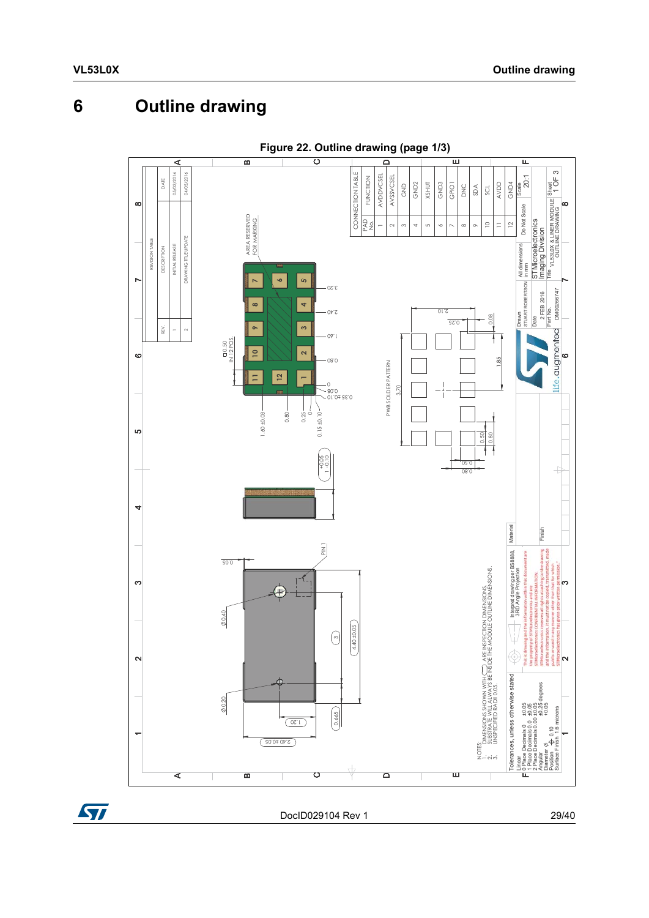# 6 Outline drawing

**Figure 22. Outline drawing (page 1/3)**

| PAD No. | FUNCTION |
|---|---|
| 1 | AVDDVCSEL |
| 2 | AVSSVCSEL |
| 3 | GND |
| 4 | GND2 |
| 5 | XSHUT |
| 6 | GND3 |
| 7 | GPIO1 |
| 8 | DNC |
| 9 | SDA |
| 10 | SCL |
| 11 | AVDD |
| 12 | GND4 |

| REV. | DESCRIPTION | DATE |
|---|---|---|
| 1 | INITIAL RELEASE | 05/02/2016 |
| 2 | DRAWING TITLE UPDATE | 04/05/2016 |

NOTES:
1. DIMENSIONS SHOWN WITH ◯ ARE INSPECTION DIMENSIONS.
2. SUBSTRATE WILL ALWAYS BE INSIDE THE MODULE OUTLINE DIMENSIONS.
3. UNSPECIFIED RADII 0.05.

Tolerances, unless otherwise stated: Linear 0 Place Decimals 0 ±0.05; 1 Place Decimals 0.0 ±0.05; 2 Place Decimals 0.00 ±0.05; Angular ±0.25 degrees; Diameter Ø +0.05; Position ⌖ 0.10; Surface Finish 1.6 microns

Interpret drawing per BS8888, 3RD Angle Projection

All dimensions in mm. Do Not Scale. Scale 20:1. Drawn: STUART ROBERTSON. Date: 2 FEB 2016. Part No: DM00266747. STMicroelectronics Imaging Division. Title: VL53L0X & LINER MODULE OUTLINE DRAWING. Sheet 1 OF 3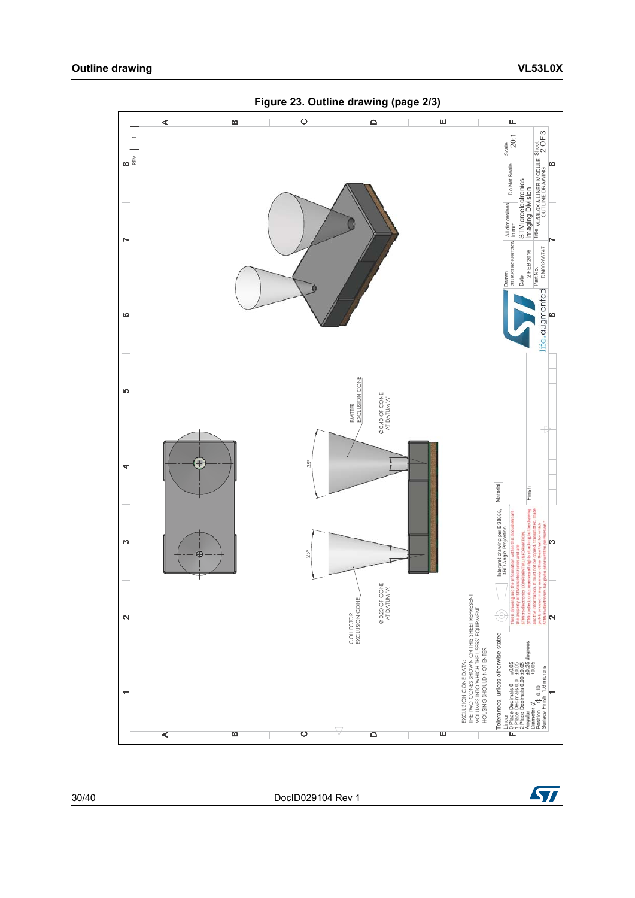Figure 23. Outline drawing (page 2/3)

EMITTER EXCLUSION CONE

Ø 0.40 OF CONE AT DATUM 'A'

35°

25°

COLLECTOR EXCLUSION CONE

Ø 0.20 OF CONE AT DATUM 'A'

EXCLUSION CONE DATA:
THE TWO CONES SHOWN ON THIS SHEET REPRESENT VOLUMES INTO WHICH THE USERS EQUIPMENT HOUSING SHOULD NOT ENTER.

Tolerances, unless otherwise stated
Linear
0 Place Decimals 0 ±0.05
1 Place Decimals 0.0 ±0.05
2 Place Decimals 0.00 ±0.05
Angular ±0.25 degrees
Diameter Ø +0.05
Position ⌖ 0.10
Surface Finish 1.6 microns

Interpret drawing per BS8888, 3RD Angle Projection

This drawing and the information within this document are the property of STMicroelectronics and are STMicroelectronics CONFIDENTIAL INFORMATION. STMicroelectronics reserves all rights relating to this drawing and the information. It must not be copied, transmitted, made public or used in any manner other than that for which STMicroelectronics has given prior written permission.

Material

Finish

Drawn: STUART ROBERTSON

Date: 2 FEB 2016

Part No.: DM00266747

All dimensions in mm

Do Not Scale

Scale: 20:1

STMicroelectronics Imaging Division

Title: VL53L0X & LINER MODULE OUTLINE DRAWING

Sheet: 2 OF 3

REV: 1

life.augmented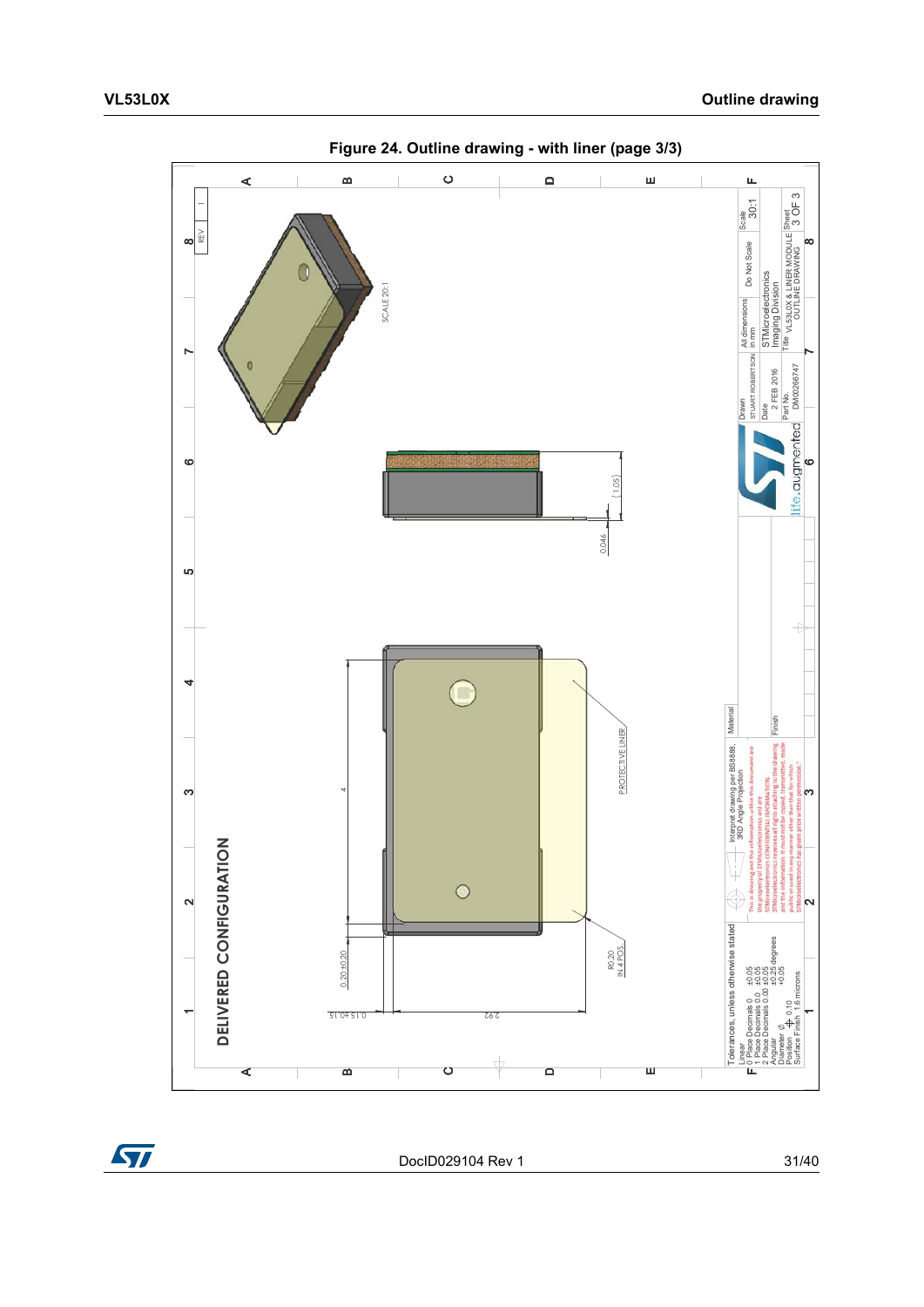Figure 24. Outline drawing - with liner (page 3/3)

DELIVERED CONFIGURATION

SCALE 20:1

(1.05)

0.046

4

0.20 ±0.20

0.15 ±0.15

2.92

R0.20 IN 4 POS.

PROTECTIVE LINER

Tolerances, unless otherwise stated
Linear
0 Place Decimals 0 ±0.05
1 Place Decimals 0.0 ±0.05
2 Place Decimals 0.00 ±0.05
Angular ±0.25 degrees
Diameter Ø +0.05
Position ⌖ 0.10
Surface Finish 1.6 microns

Interpret drawing per BS8888. 3RD Angle Projection

This drawing and the information within this document are the property of STMicroelectronics and are STMicroelectronics CONFIDENTIAL INFORMATION. STMicroelectronics reserves all rights attaching to the drawing and the information. It must not be copied, transmitted, made public or used in any manner other than that for which STMicroelectronics has given prior written permission.

Material

Finish

Drawn: STUART ROBERTSON

Date: 2 FEB 2016

Part No.: DM00266747

All dimensions in mm

Do Not Scale

Scale 30:1

STMicroelectronics Imaging Division

Title: VL53L0X & LINER MODULE OUTLINE DRAWING

Sheet 3 OF 3

REV 1

life.augmented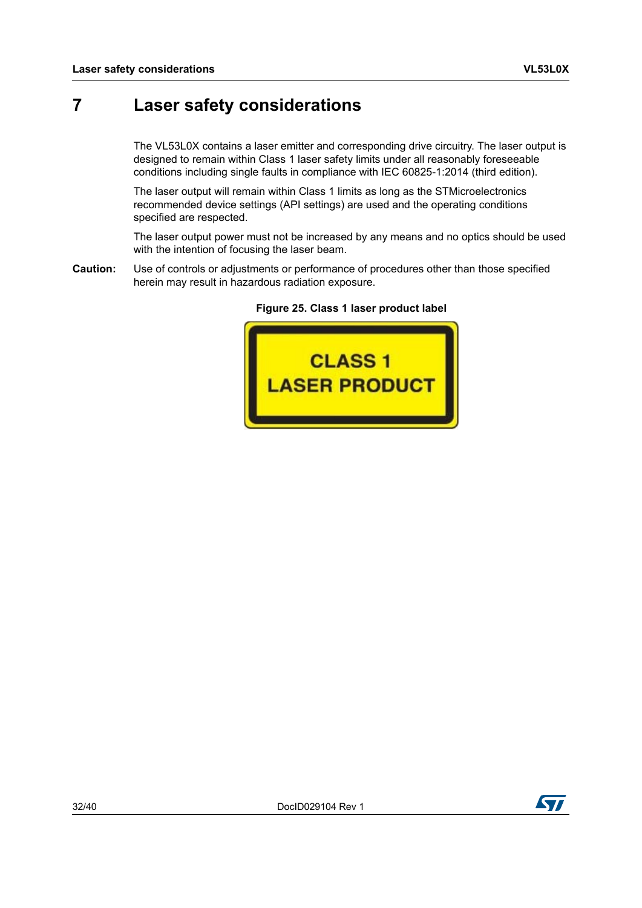# 7 Laser safety considerations

The VL53L0X contains a laser emitter and corresponding drive circuitry. The laser output is designed to remain within Class 1 laser safety limits under all reasonably foreseeable conditions including single faults in compliance with IEC 60825-1:2014 (third edition).

The laser output will remain within Class 1 limits as long as the STMicroelectronics recommended device settings (API settings) are used and the operating conditions specified are respected.

The laser output power must not be increased by any means and no optics should be used with the intention of focusing the laser beam.

**Caution:** Use of controls or adjustments or performance of procedures other than those specified herein may result in hazardous radiation exposure.

**Figure 25. Class 1 laser product label**

CLASS 1
LASER PRODUCT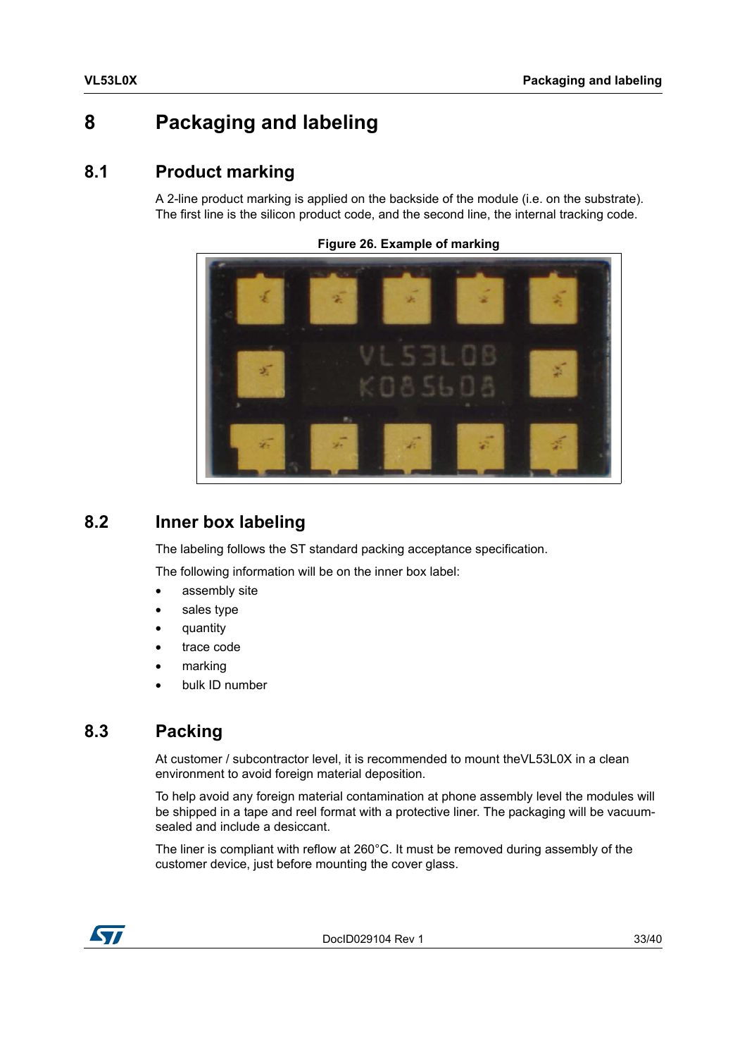# 8 Packaging and labeling

## 8.1 Product marking

A 2-line product marking is applied on the backside of the module (i.e. on the substrate). The first line is the silicon product code, and the second line, the internal tracking code.

**Figure 26. Example of marking**

## 8.2 Inner box labeling

The labeling follows the ST standard packing acceptance specification.

The following information will be on the inner box label:

- assembly site
- sales type
- quantity
- trace code
- marking
- bulk ID number

## 8.3 Packing

At customer / subcontractor level, it is recommended to mount theVL53L0X in a clean environment to avoid foreign material deposition.

To help avoid any foreign material contamination at phone assembly level the modules will be shipped in a tape and reel format with a protective liner. The packaging will be vacuum-sealed and include a desiccant.

The liner is compliant with reflow at 260°C. It must be removed during assembly of the customer device, just before mounting the cover glass.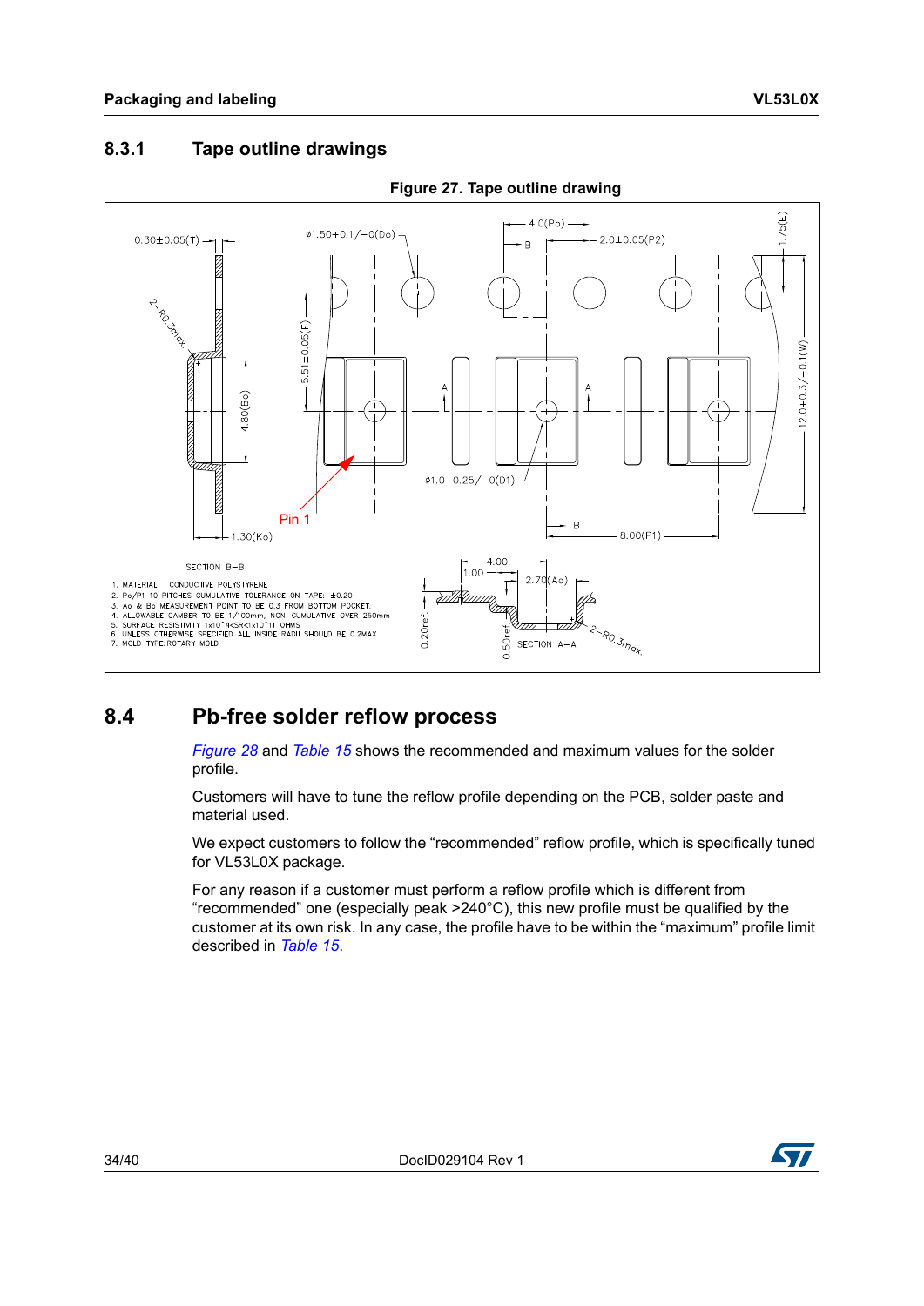### 8.3.1 Tape outline drawings

Figure 27. Tape outline drawing

1. MATERIAL: CONDUCTIVE POLYSTYRENE
2. Po/P1 10 PITCHES CUMULATIVE TOLERANCE ON TAPE: ±0.20
3. Ao & Bo MEASUREMENT POINT TO BE 0.3 FROM BOTTOM POCKET.
4. ALLOWABLE CAMBER TO BE 1/100mm, NON-CUMULATIVE OVER 250mm
5. SURFACE RESISTIVITY 1x10^4<SR<1x10^11 OHMS
6. UNLESS OTHERWISE SPECIFIED ALL INSIDE RADII SHOULD BE 0.2MAX
7. MOLD TYPE:ROTARY MOLD

## 8.4 Pb-free solder reflow process

*Figure 28* and *Table 15* shows the recommended and maximum values for the solder profile.

Customers will have to tune the reflow profile depending on the PCB, solder paste and material used.

We expect customers to follow the “recommended” reflow profile, which is specifically tuned for VL53L0X package.

For any reason if a customer must perform a reflow profile which is different from “recommended” one (especially peak >240°C), this new profile must be qualified by the customer at its own risk. In any case, the profile have to be within the “maximum” profile limit described in *Table 15*.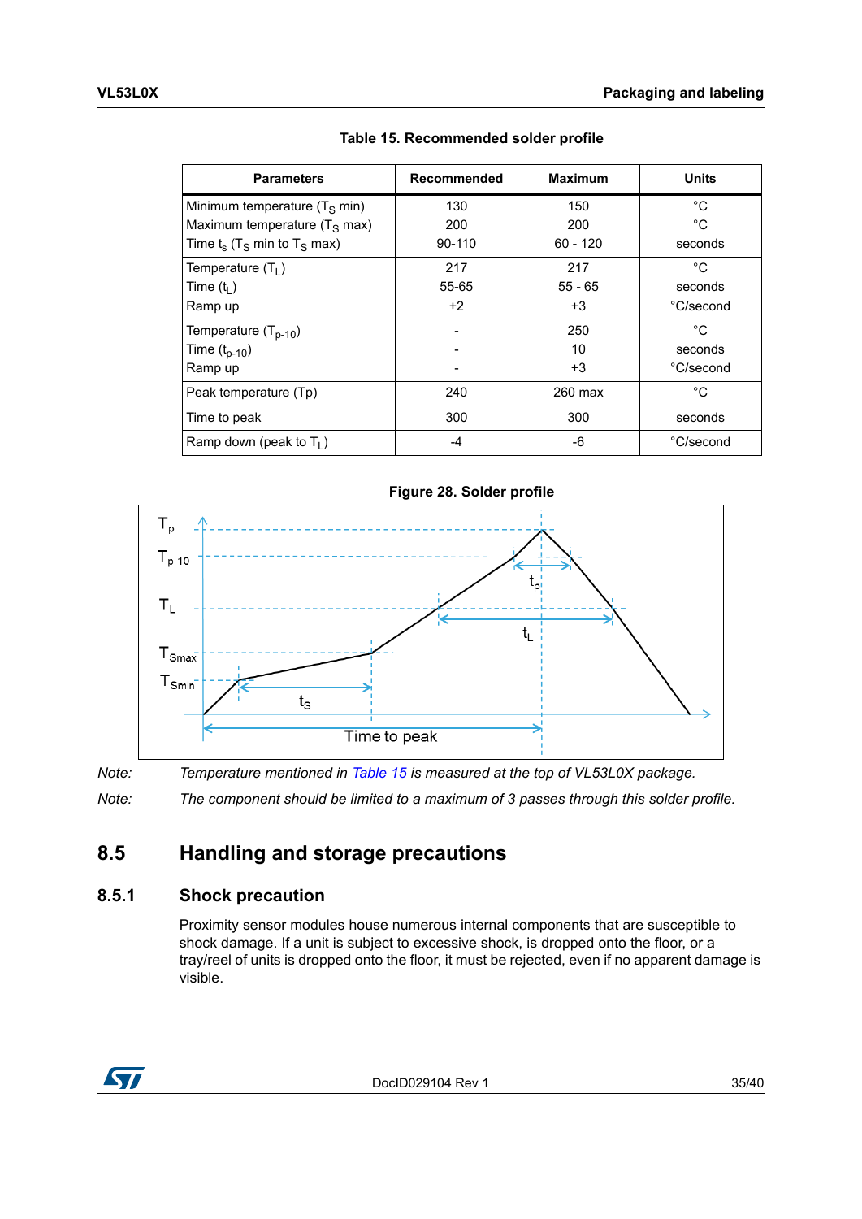Table 15. Recommended solder profile

| Parameters | Recommended | Maximum | Units |
|---|---|---|---|
| Minimum temperature ($T_S$ min)<br>Maximum temperature ($T_S$ max)<br>Time $t_s$ ($T_S$ min to $T_S$ max) | 130<br>200<br>90-110 | 150<br>200<br>60 - 120 | °C<br>°C<br>seconds |
| Temperature ($T_L$)<br>Time ($t_L$)<br>Ramp up | 217<br>55-65<br>+2 | 217<br>55 - 65<br>+3 | °C<br>seconds<br>°C/second |
| Temperature ($T_{p-10}$)<br>Time ($t_{p-10}$)<br>Ramp up | -<br>-<br>- | 250<br>10<br>+3 | °C<br>seconds<br>°C/second |
| Peak temperature (Tp) | 240 | 260 max | °C |
| Time to peak | 300 | 300 | seconds |
| Ramp down (peak to $T_L$) | -4 | -6 | °C/second |

Figure 28. Solder profile

*Note: Temperature mentioned in Table 15 is measured at the top of VL53L0X package.*

*Note: The component should be limited to a maximum of 3 passes through this solder profile.*

## 8.5 Handling and storage precautions

### 8.5.1 Shock precaution

Proximity sensor modules house numerous internal components that are susceptible to shock damage. If a unit is subject to excessive shock, is dropped onto the floor, or a tray/reel of units is dropped onto the floor, it must be rejected, even if no apparent damage is visible.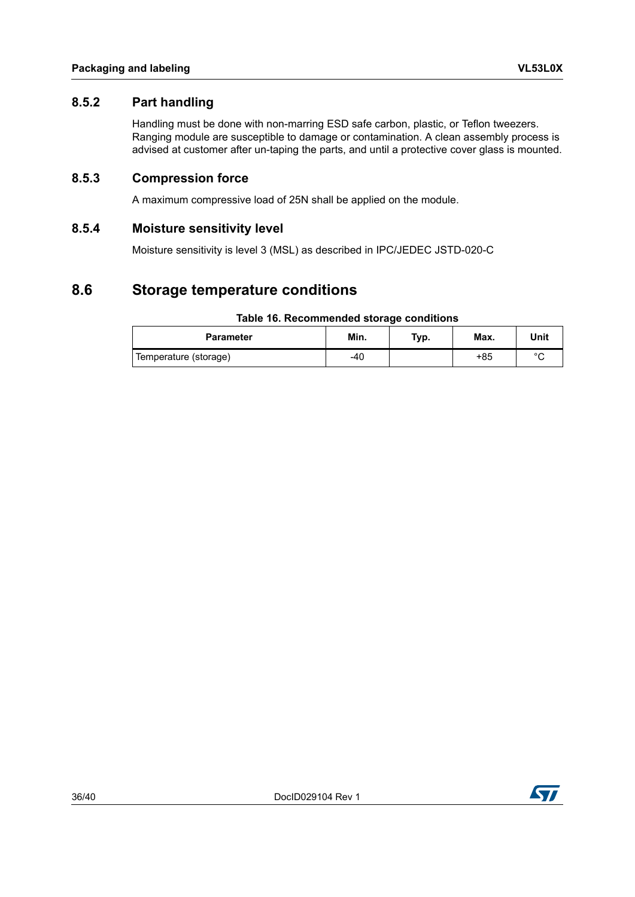### 8.5.2 Part handling

Handling must be done with non-marring ESD safe carbon, plastic, or Teflon tweezers. Ranging module are susceptible to damage or contamination. A clean assembly process is advised at customer after un-taping the parts, and until a protective cover glass is mounted.

### 8.5.3 Compression force

A maximum compressive load of 25N shall be applied on the module.

### 8.5.4 Moisture sensitivity level

Moisture sensitivity is level 3 (MSL) as described in IPC/JEDEC JSTD-020-C

## 8.6 Storage temperature conditions

**Table 16. Recommended storage conditions**

| Parameter | Min. | Typ. | Max. | Unit |
|---|---|---|---|---|
| Temperature (storage) | -40 | | +85 | °C |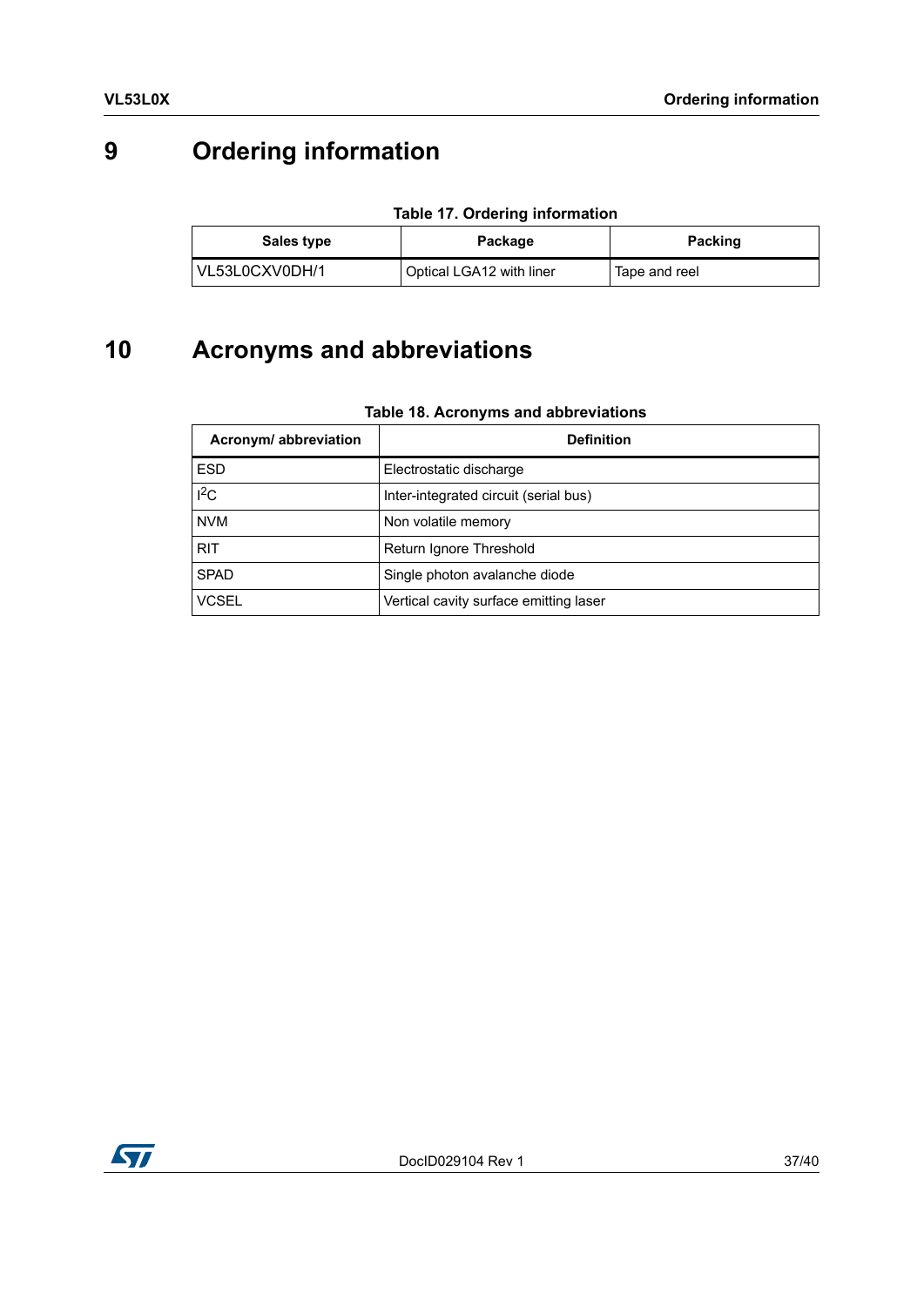# 9 Ordering information

**Table 17. Ordering information**

| Sales type | Package | Packing |
|---|---|---|
| VL53L0CXV0DH/1 | Optical LGA12 with liner | Tape and reel |

# 10 Acronyms and abbreviations

**Table 18. Acronyms and abbreviations**

| Acronym/ abbreviation | Definition |
|---|---|
| ESD | Electrostatic discharge |
| $I^2C$ | Inter-integrated circuit (serial bus) |
| NVM | Non volatile memory |
| RIT | Return Ignore Threshold |
| SPAD | Single photon avalanche diode |
| VCSEL | Vertical cavity surface emitting laser |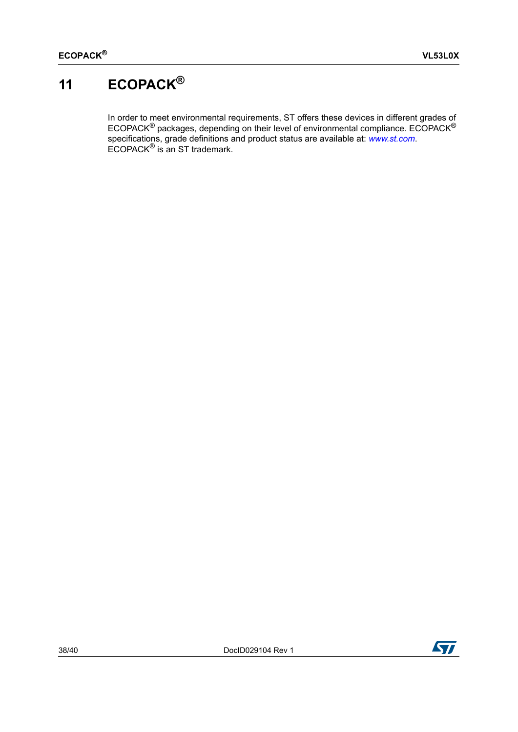# 11 ECOPACK®

In order to meet environmental requirements, ST offers these devices in different grades of ECOPACK® packages, depending on their level of environmental compliance. ECOPACK® specifications, grade definitions and product status are available at: *www.st.com*. ECOPACK® is an ST trademark.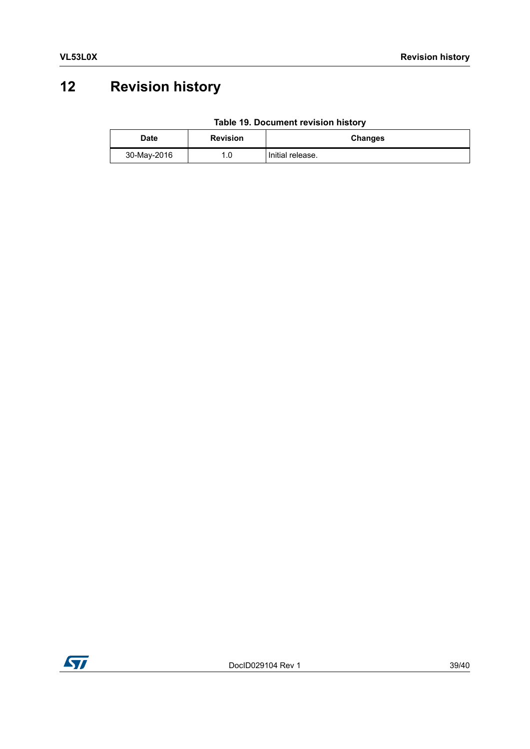# 12 Revision history

**Table 19. Document revision history**

| Date | Revision | Changes |
|---|---|---|
| 30-May-2016 | 1.0 | Initial release. |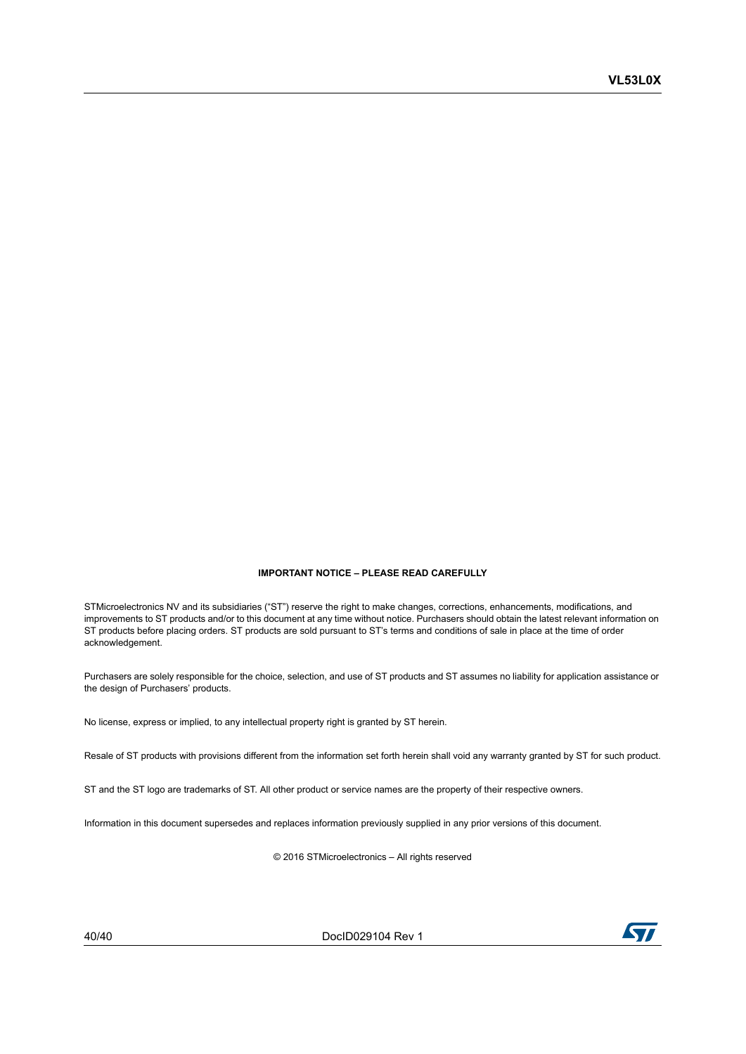**IMPORTANT NOTICE – PLEASE READ CAREFULLY**

STMicroelectronics NV and its subsidiaries ("ST") reserve the right to make changes, corrections, enhancements, modifications, and improvements to ST products and/or to this document at any time without notice. Purchasers should obtain the latest relevant information on ST products before placing orders. ST products are sold pursuant to ST's terms and conditions of sale in place at the time of order acknowledgement.

Purchasers are solely responsible for the choice, selection, and use of ST products and ST assumes no liability for application assistance or the design of Purchasers' products.

No license, express or implied, to any intellectual property right is granted by ST herein.

Resale of ST products with provisions different from the information set forth herein shall void any warranty granted by ST for such product.

ST and the ST logo are trademarks of ST. All other product or service names are the property of their respective owners.

Information in this document supersedes and replaces information previously supplied in any prior versions of this document.

© 2016 STMicroelectronics – All rights reserved